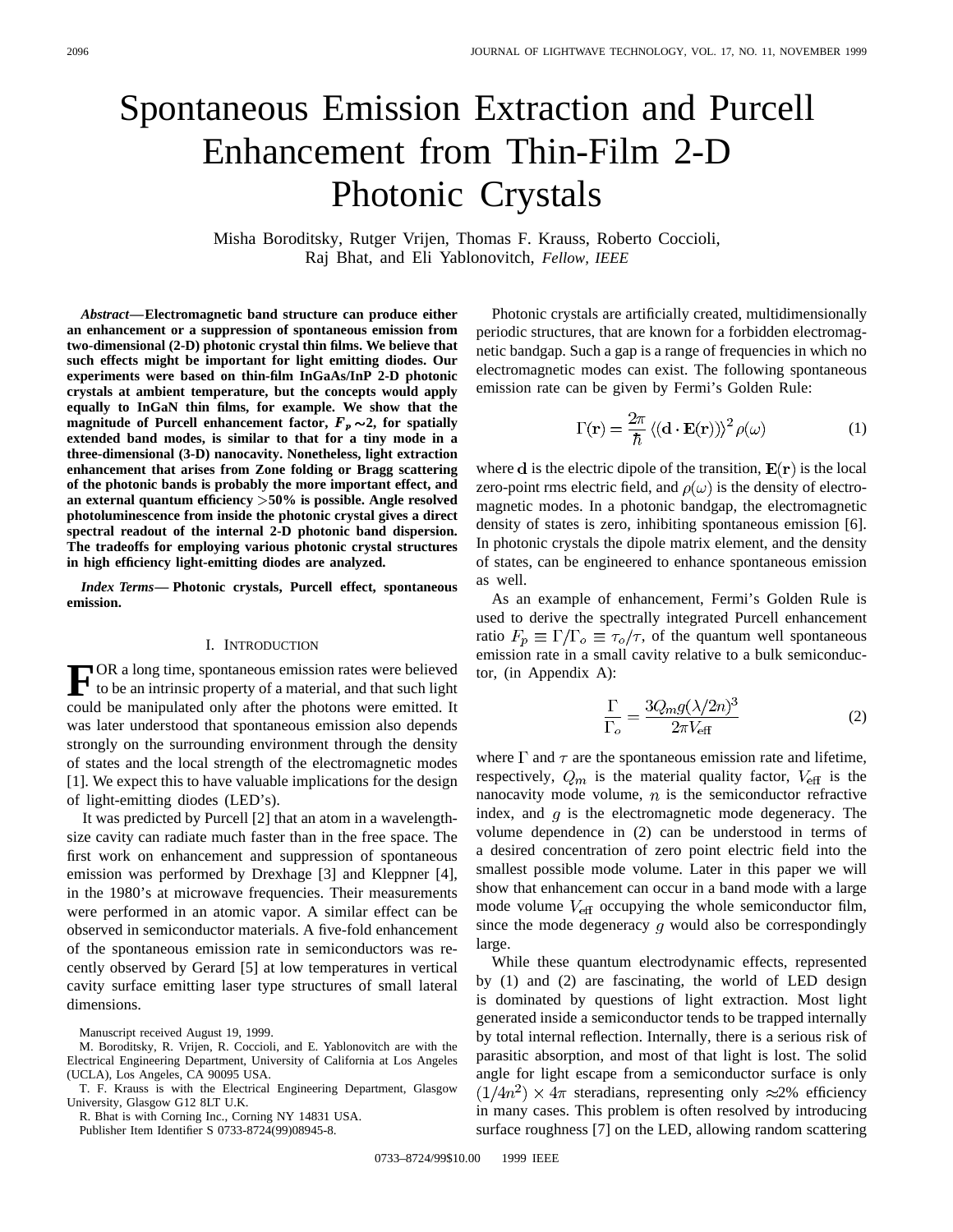# Spontaneous Emission Extraction and Purcell Enhancement from Thin-Film 2-D Photonic Crystals

Misha Boroditsky, Rutger Vrijen, Thomas F. Krauss, Roberto Coccioli, Raj Bhat, and Eli Yablonovitch, *Fellow, IEEE*

***Abstract*—Electromagnetic band structure can produce either an enhancement or a suppression of spontaneous emission from two-dimensional (2-D) photonic crystal thin films. We believe that such effects might be important for light emitting diodes. Our experiments were based on thin-film InGaAs/InP 2-D photonic crystals at ambient temperature, but the concepts would apply equally to InGaN thin films, for example. We show that the magnitude of Purcell enhancement factor, $F_p \sim 2$, for spatially extended band modes, is similar to that for a tiny mode in a three-dimensional (3-D) nanocavity. Nonetheless, light extraction enhancement that arises from Zone folding or Bragg scattering of the photonic bands is probably the more important effect, and an external quantum efficiency >50% is possible. Angle resolved photoluminescence from inside the photonic crystal gives a direct spectral readout of the internal 2-D photonic band dispersion. The tradeoffs for employing various photonic crystal structures in high efficiency light-emitting diodes are analyzed.**

***Index Terms*— Photonic crystals, Purcell effect, spontaneous emission.**

## I. Introduction

For a long time, spontaneous emission rates were believed to be an intrinsic property of a material, and that such light could be manipulated only after the photons were emitted. It was later understood that spontaneous emission also depends strongly on the surrounding environment through the density of states and the local strength of the electromagnetic modes [1]. We expect this to have valuable implications for the design of light-emitting diodes (LED's).

It was predicted by Purcell [2] that an atom in a wavelength-size cavity can radiate much faster than in the free space. The first work on enhancement and suppression of spontaneous emission was performed by Drexhage [3] and Kleppner [4], in the 1980's at microwave frequencies. Their measurements were performed in an atomic vapor. A similar effect can be observed in semiconductor materials. A five-fold enhancement of the spontaneous emission rate in semiconductors was recently observed by Gerard [5] at low temperatures in vertical cavity surface emitting laser type structures of small lateral dimensions.

Manuscript received August 19, 1999.

M. Boroditsky, R. Vrijen, R. Coccioli, and E. Yablonovitch are with the Electrical Engineering Department, University of California at Los Angeles (UCLA), Los Angeles, CA 90095 USA.

T. F. Krauss is with the Electrical Engineering Department, Glasgow University, Glasgow G12 8LT U.K.

R. Bhat is with Corning Inc., Corning NY 14831 USA.

Publisher Item Identifier S 0733-8724(99)08945-8.

Photonic crystals are artificially created, multidimensionally periodic structures, that are known for a forbidden electromagnetic bandgap. Such a gap is a range of frequencies in which no electromagnetic modes can exist. The following spontaneous emission rate can be given by Fermi's Golden Rule:

$$\Gamma(\mathbf{r}) = \frac{2\pi}{\hbar} \langle (\mathbf{d} \cdot \mathbf{E}(\mathbf{r})) \rangle^2 \rho(\omega) \tag{1}$$

where $\mathbf{d}$ is the electric dipole of the transition, $\mathbf{E}(\mathbf{r})$ is the local zero-point rms electric field, and $\rho(\omega)$ is the density of electromagnetic modes. In a photonic bandgap, the electromagnetic density of states is zero, inhibiting spontaneous emission [6]. In photonic crystals the dipole matrix element, and the density of states, can be engineered to enhance spontaneous emission as well.

As an example of enhancement, Fermi's Golden Rule is used to derive the spectrally integrated Purcell enhancement ratio $F_p \equiv \Gamma/\Gamma_o \equiv \tau_o/\tau$, of the quantum well spontaneous emission rate in a small cavity relative to a bulk semiconductor, (in Appendix A):

$$\frac{\Gamma}{\Gamma_o} = \frac{3Q_m g(\lambda/2n)^3}{2\pi V_{\text{eff}}} \tag{2}$$

where $\Gamma$ and $\tau$ are the spontaneous emission rate and lifetime, respectively, $Q_m$ is the material quality factor, $V_{\text{eff}}$ is the nanocavity mode volume, $n$ is the semiconductor refractive index, and $g$ is the electromagnetic mode degeneracy. The volume dependence in (2) can be understood in terms of a desired concentration of zero point electric field into the smallest possible mode volume. Later in this paper we will show that enhancement can occur in a band mode with a large mode volume $V_{\text{eff}}$ occupying the whole semiconductor film, since the mode degeneracy $g$ would also be correspondingly large.

While these quantum electrodynamic effects, represented by (1) and (2) are fascinating, the world of LED design is dominated by questions of light extraction. Most light generated inside a semiconductor tends to be trapped internally by total internal reflection. Internally, there is a serious risk of parasitic absorption, and most of that light is lost. The solid angle for light escape from a semiconductor surface is only $(1/4n^2) \times 4\pi$ steradians, representing only ≈2% efficiency in many cases. This problem is often resolved by introducing surface roughness [7] on the LED, allowing random scattering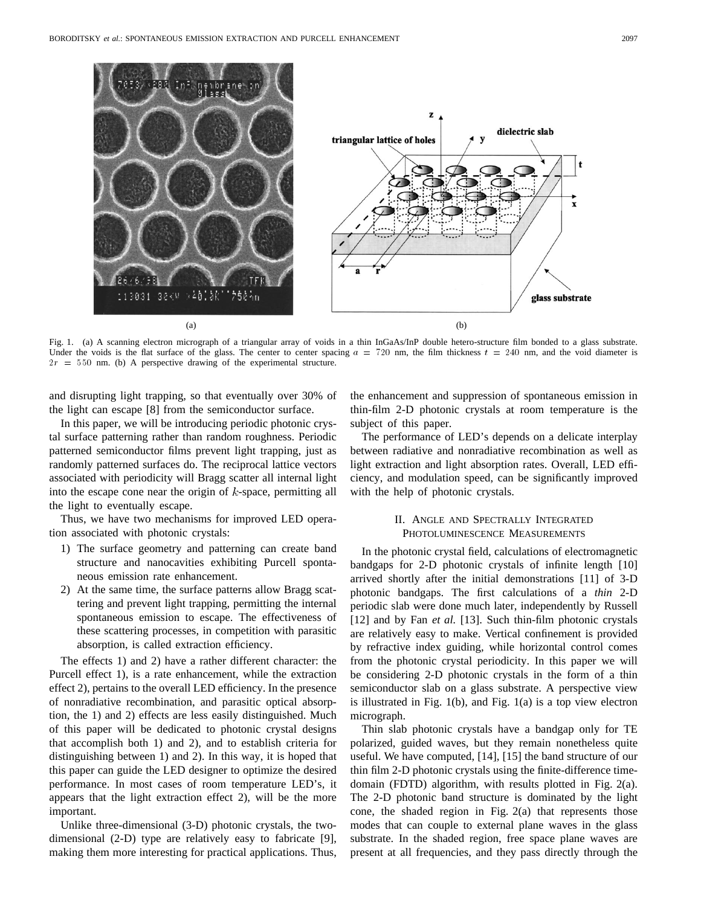Fig. 1. (a) A scanning electron micrograph of a triangular array of voids in a thin InGaAs/InP double hetero-structure film bonded to a glass substrate. Under the voids is the flat surface of the glass. The center to center spacing $a = 720$ nm, the film thickness $t = 240$ nm, and the void diameter is $2r = 550$ nm. (b) A perspective drawing of the experimental structure.

and disrupting light trapping, so that eventually over 30% of the light can escape [8] from the semiconductor surface.

In this paper, we will be introducing periodic photonic crystal surface patterning rather than random roughness. Periodic patterned semiconductor films prevent light trapping, just as randomly patterned surfaces do. The reciprocal lattice vectors associated with periodicity will Bragg scatter all internal light into the escape cone near the origin of $k$-space, permitting all the light to eventually escape.

Thus, we have two mechanisms for improved LED operation associated with photonic crystals:

1) The surface geometry and patterning can create band structure and nanocavities exhibiting Purcell spontaneous emission rate enhancement.
2) At the same time, the surface patterns allow Bragg scattering and prevent light trapping, permitting the internal spontaneous emission to escape. The effectiveness of these scattering processes, in competition with parasitic absorption, is called extraction efficiency.

The effects 1) and 2) have a rather different character: the Purcell effect 1), is a rate enhancement, while the extraction effect 2), pertains to the overall LED efficiency. In the presence of nonradiative recombination, and parasitic optical absorption, the 1) and 2) effects are less easily distinguished. Much of this paper will be dedicated to photonic crystal designs that accomplish both 1) and 2), and to establish criteria for distinguishing between 1) and 2). In this way, it is hoped that this paper can guide the LED designer to optimize the desired performance. In most cases of room temperature LED's, it appears that the light extraction effect 2), will be the more important.

Unlike three-dimensional (3-D) photonic crystals, the two-dimensional (2-D) type are relatively easy to fabricate [9], making them more interesting for practical applications. Thus, the enhancement and suppression of spontaneous emission in thin-film 2-D photonic crystals at room temperature is the subject of this paper.

The performance of LED's depends on a delicate interplay between radiative and nonradiative recombination as well as light extraction and light absorption rates. Overall, LED efficiency, and modulation speed, can be significantly improved with the help of photonic crystals.

## II. Angle and Spectrally Integrated Photoluminescence Measurements

In the photonic crystal field, calculations of electromagnetic bandgaps for 2-D photonic crystals of infinite length [10] arrived shortly after the initial demonstrations [11] of 3-D photonic bandgaps. The first calculations of a *thin* 2-D periodic slab were done much later, independently by Russell [12] and by Fan *et al.* [13]. Such thin-film photonic crystals are relatively easy to make. Vertical confinement is provided by refractive index guiding, while horizontal control comes from the photonic crystal periodicity. In this paper we will be considering 2-D photonic crystals in the form of a thin semiconductor slab on a glass substrate. A perspective view is illustrated in Fig. 1(b), and Fig. 1(a) is a top view electron micrograph.

Thin slab photonic crystals have a bandgap only for TE polarized, guided waves, but they remain nonetheless quite useful. We have computed, [14], [15] the band structure of our thin film 2-D photonic crystals using the finite-difference time-domain (FDTD) algorithm, with results plotted in Fig. 2(a). The 2-D photonic band structure is dominated by the light cone, the shaded region in Fig. 2(a) that represents those modes that can couple to external plane waves in the glass substrate. In the shaded region, free space plane waves are present at all frequencies, and they pass directly through the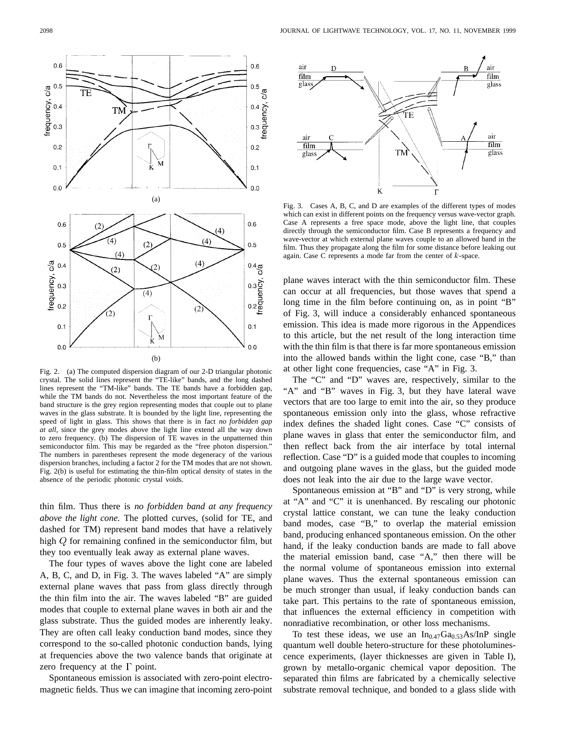Fig. 2. (a) The computed dispersion diagram of our 2-D triangular photonic crystal. The solid lines represent the "TE-like" bands, and the long dashed lines represent the "TM-like" bands. The TE bands have a forbidden gap, while the TM bands do not. Nevertheless the most important feature of the band structure is the grey region representing modes that couple out to plane waves in the glass substrate. It is bounded by the light line, representing the speed of light in glass. This shows that there is in fact *no forbidden gap at all*, since the grey modes above the light line extend all the way down to zero frequency. (b) The dispersion of TE waves in the unpatterned thin semiconductor film. This may be regarded as the "free photon dispersion." The numbers in parentheses represent the mode degeneracy of the various dispersion branches, including a factor 2 for the TM modes that are not shown. Fig. 2(b) is useful for estimating the thin-film optical density of states in the absence of the periodic photonic crystal voids.

thin film. Thus there is *no forbidden band at any frequency above the light cone.* The plotted curves, (solid for TE, and dashed for TM) represent band modes that have a relatively high $Q$ for remaining confined in the semiconductor film, but they too eventually leak away as external plane waves.

The four types of waves above the light cone are labeled A, B, C, and D, in Fig. 3. The waves labeled "A" are simply external plane waves that pass from glass directly through the thin film into the air. The waves labeled "B" are guided modes that couple to external plane waves in both air and the glass substrate. Thus the guided modes are inherently leaky. They are often call leaky conduction band modes, since they correspond to the so-called photonic conduction bands, lying at frequencies above the two valence bands that originate at zero frequency at the $\Gamma$ point.

Spontaneous emission is associated with zero-point electromagnetic fields. Thus we can imagine that incoming zero-point plane waves interact with the thin semiconductor film. These can occur at all frequencies, but those waves that spend a long time in the film before continuing on, as in point "B" of Fig. 3, will induce a considerably enhanced spontaneous emission. This idea is made more rigorous in the Appendices to this article, but the net result of the long interaction time with the thin film is that there is far more spontaneous emission into the allowed bands within the light cone, case "B," than at other light cone frequencies, case "A" in Fig. 3.

Fig. 3. Cases A, B, C, and D are examples of the different types of modes which can exist in different points on the frequency versus wave-vector graph. Case A represents a free space mode, above the light line, that couples directly through the semiconductor film. Case B represents a frequency and wave-vector at which external plane waves couple to an allowed band in the film. Thus they propagate along the film for some distance before leaking out again. Case C represents a mode far from the center of $k$-space.

The "C" and "D" waves are, respectively, similar to the "A" and "B" waves in Fig. 3, but they have lateral wave vectors that are too large to emit into the air, so they produce spontaneous emission only into the glass, whose refractive index defines the shaded light cones. Case "C" consists of plane waves in glass that enter the semiconductor film, and then reflect back from the air interface by total internal reflection. Case "D" is a guided mode that couples to incoming and outgoing plane waves in the glass, but the guided mode does not leak into the air due to the large wave vector.

Spontaneous emission at "B" and "D" is very strong, while at "A" and "C" it is unenhanced. By rescaling our photonic crystal lattice constant, we can tune the leaky conduction band modes, case "B," to overlap the material emission band, producing enhanced spontaneous emission. On the other hand, if the leaky conduction bands are made to fall above the material emission band, case "A," then there will be the normal volume of spontaneous emission into external plane waves. Thus the external spontaneous emission can be much stronger than usual, if leaky conduction bands can take part. This pertains to the rate of spontaneous emission, that influences the external efficiency in competition with nonradiative recombination, or other loss mechanisms.

To test these ideas, we use an $In_{0.47}Ga_{0.53}As/InP$ single quantum well double hetero-structure for these photoluminescence experiments, (layer thicknesses are given in Table I), grown by metallo-organic chemical vapor deposition. The separated thin films are fabricated by a chemically selective substrate removal technique, and bonded to a glass slide with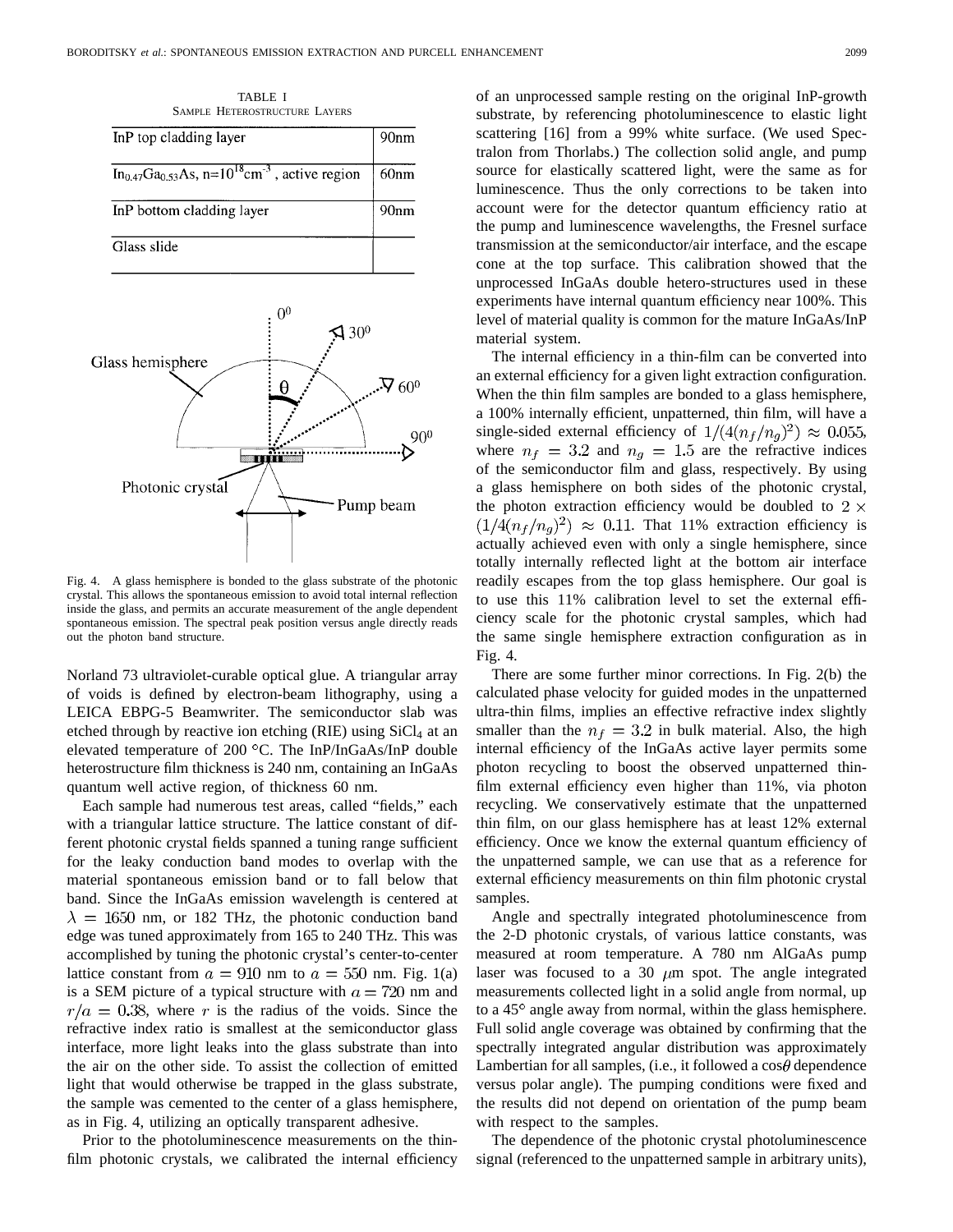TABLE I
SAMPLE HETEROSTRUCTURE LAYERS

| InP top cladding layer | 90nm |
|---|---|
| $In_{0.47}Ga_{0.53}As$, $n=10^{18}cm^{-3}$, active region | 60nm |
| InP bottom cladding layer | 90nm |
| Glass slide | |

Fig. 4. A glass hemisphere is bonded to the glass substrate of the photonic crystal. This allows the spontaneous emission to avoid total internal reflection inside the glass, and permits an accurate measurement of the angle dependent spontaneous emission. The spectral peak position versus angle directly reads out the photon band structure.

Norland 73 ultraviolet-curable optical glue. A triangular array of voids is defined by electron-beam lithography, using a LEICA EBPG-5 Beamwriter. The semiconductor slab was etched through by reactive ion etching (RIE) using $SiCl_4$ at an elevated temperature of 200 °C. The InP/InGaAs/InP double heterostructure film thickness is 240 nm, containing an InGaAs quantum well active region, of thickness 60 nm.

Each sample had numerous test areas, called "fields," each with a triangular lattice structure. The lattice constant of different photonic crystal fields spanned a tuning range sufficient for the leaky conduction band modes to overlap with the material spontaneous emission band or to fall below that band. Since the InGaAs emission wavelength is centered at $\lambda = 1650$ nm, or 182 THz, the photonic conduction band edge was tuned approximately from 165 to 240 THz. This was accomplished by tuning the photonic crystal's center-to-center lattice constant from $a = 910$ nm to $a = 550$ nm. Fig. 1(a) is a SEM picture of a typical structure with $a = 720$ nm and $r/a = 0.38$, where $r$ is the radius of the voids. Since the refractive index ratio is smallest at the semiconductor glass interface, more light leaks into the glass substrate than into the air on the other side. To assist the collection of emitted light that would otherwise be trapped in the glass substrate, the sample was cemented to the center of a glass hemisphere, as in Fig. 4, utilizing an optically transparent adhesive.

Prior to the photoluminescence measurements on the thin-film photonic crystals, we calibrated the internal efficiency of an unprocessed sample resting on the original InP-growth substrate, by referencing photoluminescence to elastic light scattering [16] from a 99% white surface. (We used Spectralon from Thorlabs.) The collection solid angle, and pump source for elastically scattered light, were the same as for luminescence. Thus the only corrections to be taken into account were for the detector quantum efficiency ratio at the pump and luminescence wavelengths, the Fresnel surface transmission at the semiconductor/air interface, and the escape cone at the top surface. This calibration showed that the unprocessed InGaAs double hetero-structures used in these experiments have internal quantum efficiency near 100%. This level of material quality is common for the mature InGaAs/InP material system.

The internal efficiency in a thin-film can be converted into an external efficiency for a given light extraction configuration. When the thin film samples are bonded to a glass hemisphere, a 100% internally efficient, unpatterned, thin film, will have a single-sided external efficiency of $1/(4(n_f/n_g)^2) \approx 0.055$, where $n_f = 3.2$ and $n_g = 1.5$ are the refractive indices of the semiconductor film and glass, respectively. By using a glass hemisphere on both sides of the photonic crystal, the photon extraction efficiency would be doubled to $2 \times (1/4(n_f/n_g)^2) \approx 0.11$. That 11% extraction efficiency is actually achieved even with only a single hemisphere, since totally internally reflected light at the bottom air interface readily escapes from the top glass hemisphere. Our goal is to use this 11% calibration level to set the external efficiency scale for the photonic crystal samples, which had the same single hemisphere extraction configuration as in Fig. 4.

There are some further minor corrections. In Fig. 2(b) the calculated phase velocity for guided modes in the unpatterned ultra-thin films, implies an effective refractive index slightly smaller than the $n_f = 3.2$ in bulk material. Also, the high internal efficiency of the InGaAs active layer permits some photon recycling to boost the observed unpatterned thin-film external efficiency even higher than 11%, via photon recycling. We conservatively estimate that the unpatterned thin film, on our glass hemisphere has at least 12% external efficiency. Once we know the external quantum efficiency of the unpatterned sample, we can use that as a reference for external efficiency measurements on thin film photonic crystal samples.

Angle and spectrally integrated photoluminescence from the 2-D photonic crystals, of various lattice constants, was measured at room temperature. A 780 nm AlGaAs pump laser was focused to a 30 $\mu$m spot. The angle integrated measurements collected light in a solid angle from normal, up to a 45° angle away from normal, within the glass hemisphere. Full solid angle coverage was obtained by confirming that the spectrally integrated angular distribution was approximately Lambertian for all samples, (i.e., it followed a $\cos\theta$ dependence versus polar angle). The pumping conditions were fixed and the results did not depend on orientation of the pump beam with respect to the samples.

The dependence of the photonic crystal photoluminescence signal (referenced to the unpatterned sample in arbitrary units),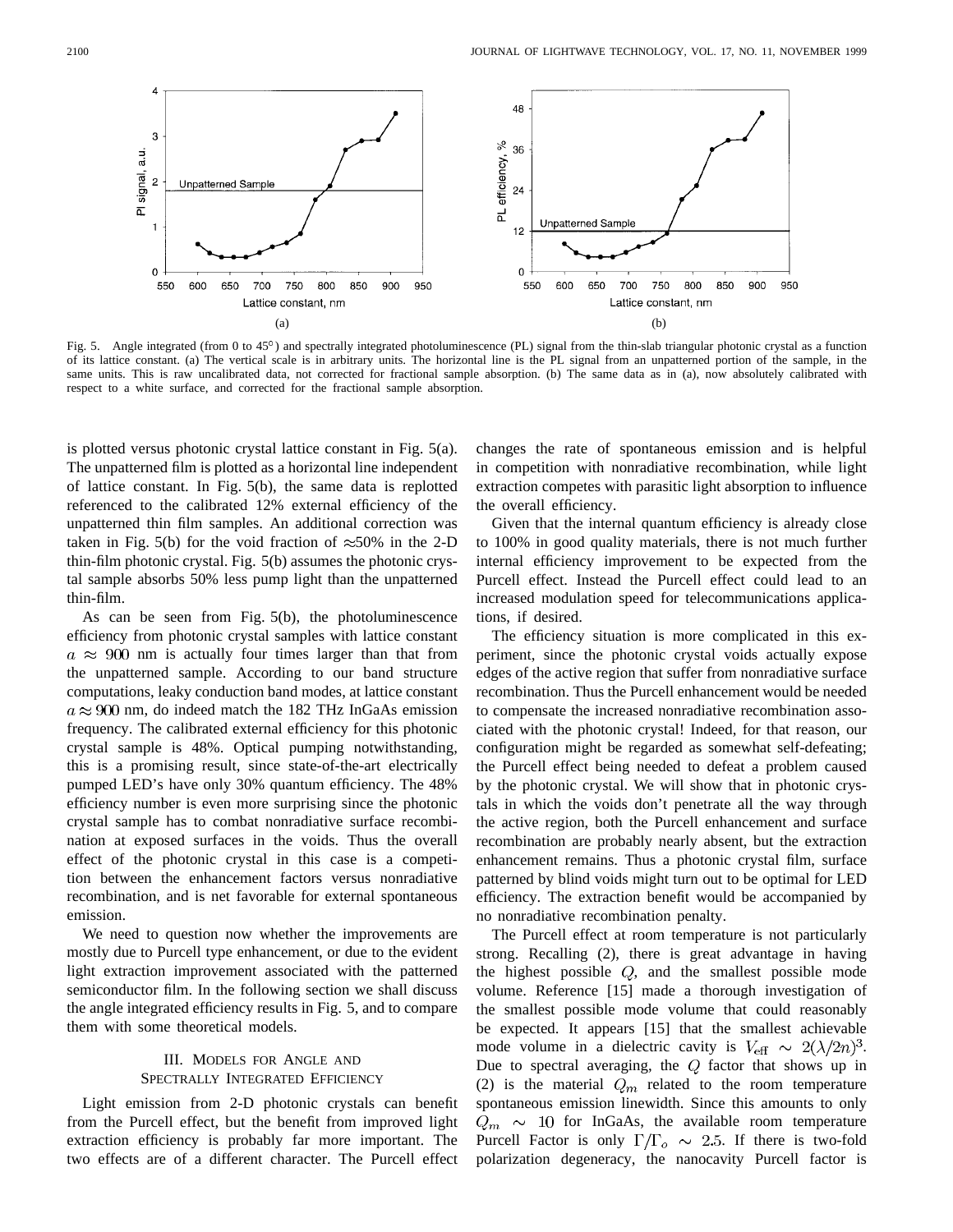Fig. 5. Angle integrated (from 0 to 45°) and spectrally integrated photoluminescence (PL) signal from the thin-slab triangular photonic crystal as a function of its lattice constant. (a) The vertical scale is in arbitrary units. The horizontal line is the PL signal from an unpatterned portion of the sample, in the same units. This is raw uncalibrated data, not corrected for fractional sample absorption. (b) The same data as in (a), now absolutely calibrated with respect to a white surface, and corrected for the fractional sample absorption.

is plotted versus photonic crystal lattice constant in Fig. 5(a). The unpatterned film is plotted as a horizontal line independent of lattice constant. In Fig. 5(b), the same data is replotted referenced to the calibrated 12% external efficiency of the unpatterned thin film samples. An additional correction was taken in Fig. 5(b) for the void fraction of ≈50% in the 2-D thin-film photonic crystal. Fig. 5(b) assumes the photonic crystal sample absorbs 50% less pump light than the unpatterned thin-film.

As can be seen from Fig. 5(b), the photoluminescence efficiency from photonic crystal samples with lattice constant $a \approx 900$ nm is actually four times larger than that from the unpatterned sample. According to our band structure computations, leaky conduction band modes, at lattice constant $a \approx 900$ nm, do indeed match the 182 THz InGaAs emission frequency. The calibrated external efficiency for this photonic crystal sample is 48%. Optical pumping notwithstanding, this is a promising result, since state-of-the-art electrically pumped LED's have only 30% quantum efficiency. The 48% efficiency number is even more surprising since the photonic crystal sample has to combat nonradiative surface recombination at exposed surfaces in the voids. Thus the overall effect of the photonic crystal in this case is a competition between the enhancement factors versus nonradiative recombination, and is net favorable for external spontaneous emission.

We need to question now whether the improvements are mostly due to Purcell type enhancement, or due to the evident light extraction improvement associated with the patterned semiconductor film. In the following section we shall discuss the angle integrated efficiency results in Fig. 5, and to compare them with some theoretical models.

## III. Models for Angle and Spectrally Integrated Efficiency

Light emission from 2-D photonic crystals can benefit from the Purcell effect, but the benefit from improved light extraction efficiency is probably far more important. The two effects are of a different character. The Purcell effect changes the rate of spontaneous emission and is helpful in competition with nonradiative recombination, while light extraction competes with parasitic light absorption to influence the overall efficiency.

Given that the internal quantum efficiency is already close to 100% in good quality materials, there is not much further internal efficiency improvement to be expected from the Purcell effect. Instead the Purcell effect could lead to an increased modulation speed for telecommunications applications, if desired.

The efficiency situation is more complicated in this experiment, since the photonic crystal voids actually expose edges of the active region that suffer from nonradiative surface recombination. Thus the Purcell enhancement would be needed to compensate the increased nonradiative recombination associated with the photonic crystal! Indeed, for that reason, our configuration might be regarded as somewhat self-defeating; the Purcell effect being needed to defeat a problem caused by the photonic crystal. We will show that in photonic crystals in which the voids don't penetrate all the way through the active region, both the Purcell enhancement and surface recombination are probably nearly absent, but the extraction enhancement remains. Thus a photonic crystal film, surface patterned by blind voids might turn out to be optimal for LED efficiency. The extraction benefit would be accompanied by no nonradiative recombination penalty.

The Purcell effect at room temperature is not particularly strong. Recalling (2), there is great advantage in having the highest possible $Q$, and the smallest possible mode volume. Reference [15] made a thorough investigation of the smallest possible mode volume that could reasonably be expected. It appears [15] that the smallest achievable mode volume in a dielectric cavity is $V_{\text{eff}} \sim 2(\lambda/2n)^3$. Due to spectral averaging, the $Q$ factor that shows up in (2) is the material $Q_m$ related to the room temperature spontaneous emission linewidth. Since this amounts to only $Q_m \sim 10$ for InGaAs, the available room temperature Purcell Factor is only $\Gamma/\Gamma_o \sim 2.5$. If there is two-fold polarization degeneracy, the nanocavity Purcell factor is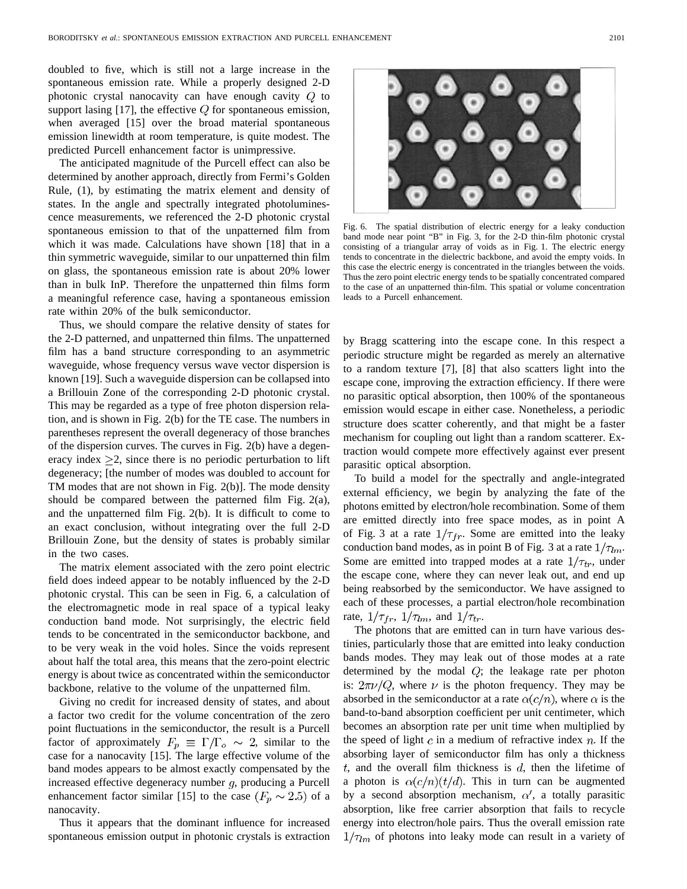doubled to five, which is still not a large increase in the spontaneous emission rate. While a properly designed 2-D photonic crystal nanocavity can have enough cavity $Q$ to support lasing [17], the effective $Q$ for spontaneous emission, when averaged [15] over the broad material spontaneous emission linewidth at room temperature, is quite modest. The predicted Purcell enhancement factor is unimpressive.

The anticipated magnitude of the Purcell effect can also be determined by another approach, directly from Fermi's Golden Rule, (1), by estimating the matrix element and density of states. In the angle and spectrally integrated photoluminescence measurements, we referenced the 2-D photonic crystal spontaneous emission to that of the unpatterned film from which it was made. Calculations have shown [18] that in a thin symmetric waveguide, similar to our unpatterned thin film on glass, the spontaneous emission rate is about 20% lower than in bulk InP. Therefore the unpatterned thin films form a meaningful reference case, having a spontaneous emission rate within 20% of the bulk semiconductor.

Thus, we should compare the relative density of states for the 2-D patterned, and unpatterned thin films. The unpatterned film has a band structure corresponding to an asymmetric waveguide, whose frequency versus wave vector dispersion is known [19]. Such a waveguide dispersion can be collapsed into a Brillouin Zone of the corresponding 2-D photonic crystal. This may be regarded as a type of free photon dispersion relation, and is shown in Fig. 2(b) for the TE case. The numbers in parentheses represent the overall degeneracy of those branches of the dispersion curves. The curves in Fig. 2(b) have a degeneracy index $\geq 2$, since there is no periodic perturbation to lift degeneracy; [the number of modes was doubled to account for TM modes that are not shown in Fig. 2(b)]. The mode density should be compared between the patterned film Fig. 2(a), and the unpatterned film Fig. 2(b). It is difficult to come to an exact conclusion, without integrating over the full 2-D Brillouin Zone, but the density of states is probably similar in the two cases.

The matrix element associated with the zero point electric field does indeed appear to be notably influenced by the 2-D photonic crystal. This can be seen in Fig. 6, a calculation of the electromagnetic mode in real space of a typical leaky conduction band mode. Not surprisingly, the electric field tends to be concentrated in the semiconductor backbone, and to be very weak in the void holes. Since the voids represent about half the total area, this means that the zero-point electric energy is about twice as concentrated within the semiconductor backbone, relative to the volume of the unpatterned film.

Giving no credit for increased density of states, and about a factor two credit for the volume concentration of the zero point fluctuations in the semiconductor, the result is a Purcell factor of approximately $F_p \equiv \Gamma/\Gamma_o \sim 2$, similar to the case for a nanocavity [15]. The large effective volume of the band modes appears to be almost exactly compensated by the increased effective degeneracy number $g$, producing a Purcell enhancement factor similar [15] to the case ($F_p \sim 2.5$) of a nanocavity.

Thus it appears that the dominant influence for increased spontaneous emission output in photonic crystals is extraction

Fig. 6. The spatial distribution of electric energy for a leaky conduction band mode near point "B" in Fig. 3, for the 2-D thin-film photonic crystal consisting of a triangular array of voids as in Fig. 1. The electric energy tends to concentrate in the dielectric backbone, and avoid the empty voids. In this case the electric energy is concentrated in the triangles between the voids. Thus the zero point electric energy tends to be spatially concentrated compared to the case of an unpatterned thin-film. This spatial or volume concentration leads to a Purcell enhancement.

by Bragg scattering into the escape cone. In this respect a periodic structure might be regarded as merely an alternative to a random texture [7], [8] that also scatters light into the escape cone, improving the extraction efficiency. If there were no parasitic optical absorption, then 100% of the spontaneous emission would escape in either case. Nonetheless, a periodic structure does scatter coherently, and that might be a faster mechanism for coupling out light than a random scatterer. Extraction would compete more effectively against ever present parasitic optical absorption.

To build a model for the spectrally and angle-integrated external efficiency, we begin by analyzing the fate of the photons emitted by electron/hole recombination. Some of them are emitted directly into free space modes, as in point A of Fig. 3 at a rate $1/\tau_{fr}$. Some are emitted into the leaky conduction band modes, as in point B of Fig. 3 at a rate $1/\tau_{lm}$. Some are emitted into trapped modes at a rate $1/\tau_{tr}$, under the escape cone, where they can never leak out, and end up being reabsorbed by the semiconductor. We have assigned to each of these processes, a partial electron/hole recombination rate, $1/\tau_{fr}$, $1/\tau_{lm}$, and $1/\tau_{tr}$.

The photons that are emitted can in turn have various destinies, particularly those that are emitted into leaky conduction bands modes. They may leak out of those modes at a rate determined by the modal $Q$; the leakage rate per photon is: $2\pi\nu/Q$, where $\nu$ is the photon frequency. They may be absorbed in the semiconductor at a rate $\alpha(c/n)$, where $\alpha$ is the band-to-band absorption coefficient per unit centimeter, which becomes an absorption rate per unit time when multiplied by the speed of light $c$ in a medium of refractive index $n$. If the absorbing layer of semiconductor film has only a thickness $t$, and the overall film thickness is $d$, then the lifetime of a photon is $\alpha(c/n)(t/d)$. This in turn can be augmented by a second absorption mechanism, $\alpha'$, a totally parasitic absorption, like free carrier absorption that fails to recycle energy into electron/hole pairs. Thus the overall emission rate $1/\tau_{lm}$ of photons into leaky mode can result in a variety of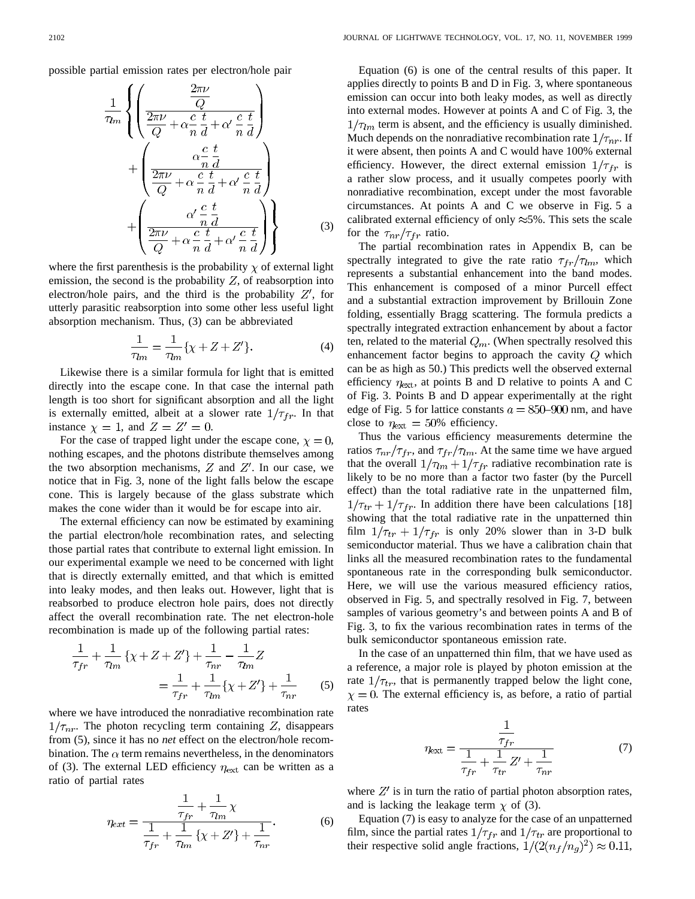possible partial emission rates per electron/hole pair

$$\frac{1}{\tau_{lm}}\left\{\left(\frac{\frac{2\pi\nu}{Q}}{\frac{2\pi\nu}{Q}+\alpha\frac{c}{n}\frac{t}{d}+\alpha'\frac{c}{n}\frac{t}{d}}\right)+\left(\frac{\alpha\frac{c}{n}\frac{t}{d}}{\frac{2\pi\nu}{Q}+\alpha\frac{c}{n}\frac{t}{d}+\alpha'\frac{c}{n}\frac{t}{d}}\right)+\left(\frac{\alpha'\frac{c}{n}\frac{t}{d}}{\frac{2\pi\nu}{Q}+\alpha\frac{c}{n}\frac{t}{d}+\alpha'\frac{c}{n}\frac{t}{d}}\right)\right\} \tag{3}$$

where the first parenthesis is the probability $\chi$ of external light emission, the second is the probability $Z$, of reabsorption into electron/hole pairs, and the third is the probability $Z'$, for utterly parasitic reabsorption into some other less useful light absorption mechanism. Thus, (3) can be abbreviated

$$\frac{1}{\tau_{lm}} = \frac{1}{\tau_{lm}}\{\chi + Z + Z'\}. \tag{4}$$

Likewise there is a similar formula for light that is emitted directly into the escape cone. In that case the internal path length is too short for significant absorption and all the light is externally emitted, albeit at a slower rate $1/\tau_{fr}$. In that instance $\chi = 1$, and $Z = Z' = 0$.

For the case of trapped light under the escape cone, $\chi = 0$, nothing escapes, and the photons distribute themselves among the two absorption mechanisms, $Z$ and $Z'$. In our case, we notice that in Fig. 3, none of the light falls below the escape cone. This is largely because of the glass substrate which makes the cone wider than it would be for escape into air.

The external efficiency can now be estimated by examining the partial electron/hole recombination rates, and selecting those partial rates that contribute to external light emission. In our experimental example we need to be concerned with light that is directly externally emitted, and that which is emitted into leaky modes, and then leaks out. However, light that is reabsorbed to produce electron hole pairs, does not directly affect the overall recombination rate. The net electron-hole recombination is made up of the following partial rates:

$$\frac{1}{\tau_{fr}} + \frac{1}{\tau_{lm}}\{\chi + Z + Z'\} + \frac{1}{\tau_{nr}} - \frac{1}{\tau_{lm}}Z = \frac{1}{\tau_{fr}} + \frac{1}{\tau_{lm}}\{\chi + Z'\} + \frac{1}{\tau_{nr}} \tag{5}$$

where we have introduced the nonradiative recombination rate $1/\tau_{nr}$. The photon recycling term containing $Z$, disappears from (5), since it has no *net* effect on the electron/hole recombination. The $\alpha$ term remains nevertheless, in the denominators of (3). The external LED efficiency $\eta_{ext}$ can be written as a ratio of partial rates

$$\eta_{ext} = \frac{\frac{1}{\tau_{fr}} + \frac{1}{\tau_{lm}}\chi}{\frac{1}{\tau_{fr}} + \frac{1}{\tau_{lm}}\{\chi + Z'\} + \frac{1}{\tau_{nr}}}. \tag{6}$$

Equation (6) is one of the central results of this paper. It applies directly to points B and D in Fig. 3, where spontaneous emission can occur into both leaky modes, as well as directly into external modes. However at points A and C of Fig. 3, the $1/\tau_{lm}$ term is absent, and the efficiency is usually diminished. Much depends on the nonradiative recombination rate $1/\tau_{nr}$. If it were absent, then points A and C would have 100% external efficiency. However, the direct external emission $1/\tau_{fr}$ is a rather slow process, and it usually competes poorly with nonradiative recombination, except under the most favorable circumstances. At points A and C we observe in Fig. 5 a calibrated external efficiency of only ≈5%. This sets the scale for the $\tau_{nr}/\tau_{fr}$ ratio.

The partial recombination rates in Appendix B, can be spectrally integrated to give the rate ratio $\tau_{fr}/\tau_{lm}$, which represents a substantial enhancement into the band modes. This enhancement is composed of a minor Purcell effect and a substantial extraction improvement by Brillouin Zone folding, essentially Bragg scattering. The formula predicts a spectrally integrated extraction enhancement by about a factor ten, related to the material $Q_m$. (When spectrally resolved this enhancement factor begins to approach the cavity $Q$ which can be as high as 50.) This predicts well the observed external efficiency $\eta_{ext}$, at points B and D relative to points A and C of Fig. 3. Points B and D appear experimentally at the right edge of Fig. 5 for lattice constants $a = 850$–$900$ nm, and have close to $\eta_{ext} = 50\%$ efficiency.

Thus the various efficiency measurements determine the ratios $\tau_{nr}/\tau_{fr}$, and $\tau_{fr}/\tau_{lm}$. At the same time we have argued that the overall $1/\tau_{lm} + 1/\tau_{fr}$ radiative recombination rate is likely to be no more than a factor two faster (by the Purcell effect) than the total radiative rate in the unpatterned film, $1/\tau_{tr} + 1/\tau_{fr}$. In addition there have been calculations [18] showing that the total radiative rate in the unpatterned thin film $1/\tau_{tr} + 1/\tau_{fr}$ is only 20% slower than in 3-D bulk semiconductor material. Thus we have a calibration chain that links all the measured recombination rates to the fundamental spontaneous rate in the corresponding bulk semiconductor. Here, we will use the various measured efficiency ratios, observed in Fig. 5, and spectrally resolved in Fig. 7, between samples of various geometry's and between points A and B of Fig. 3, to fix the various recombination rates in terms of the bulk semiconductor spontaneous emission rate.

In the case of an unpatterned thin film, that we have used as a reference, a major role is played by photon emission at the rate $1/\tau_{tr}$, that is permanently trapped below the light cone, $\chi = 0$. The external efficiency is, as before, a ratio of partial rates

$$\eta_{ext} = \frac{\frac{1}{\tau_{fr}}}{\frac{1}{\tau_{fr}} + \frac{1}{\tau_{tr}}Z' + \frac{1}{\tau_{nr}}} \tag{7}$$

where $Z'$ is in turn the ratio of partial photon absorption rates, and is lacking the leakage term $\chi$ of (3).

Equation (7) is easy to analyze for the case of an unpatterned film, since the partial rates $1/\tau_{fr}$ and $1/\tau_{tr}$ are proportional to their respective solid angle fractions, $1/(2(n_f/n_g)^2) \approx 0.11$,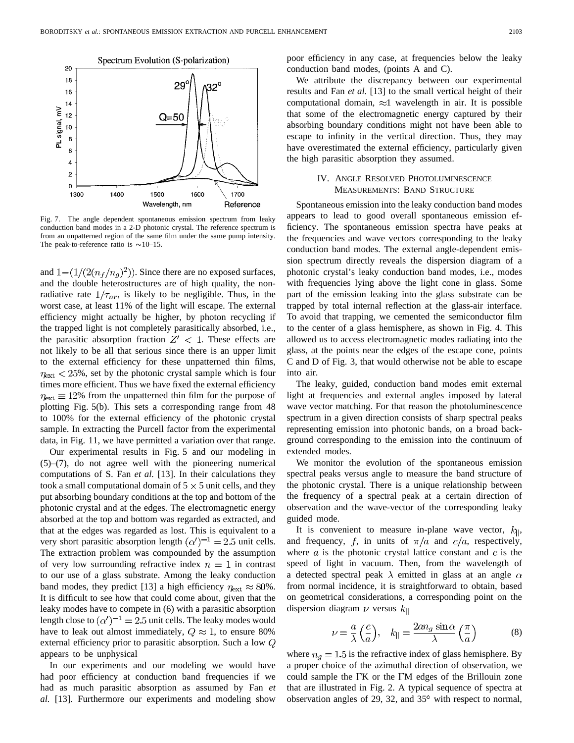Fig. 7. The angle dependent spontaneous emission spectrum from leaky conduction band modes in a 2-D photonic crystal. The reference spectrum is from an unpatterned region of the same film under the same pump intensity. The peak-to-reference ratio is ~10–15.

and $1-(1/(2(n_f/n_g)^2))$. Since there are no exposed surfaces, and the double heterostructures are of high quality, the nonradiative rate $1/\tau_{nr}$, is likely to be negligible. Thus, in the worst case, at least 11% of the light will escape. The external efficiency might actually be higher, by photon recycling if the trapped light is not completely parasitically absorbed, i.e., the parasitic absorption fraction $Z' < 1$. These effects are not likely to be all that serious since there is an upper limit to the external efficiency for these unpatterned thin films, $\eta_{ext} < 25\%$, set by the photonic crystal sample which is four times more efficient. Thus we have fixed the external efficiency $\eta_{ext} \equiv 12\%$ from the unpatterned thin film for the purpose of plotting Fig. 5(b). This sets a corresponding range from 48 to 100% for the external efficiency of the photonic crystal sample. In extracting the Purcell factor from the experimental data, in Fig. 11, we have permitted a variation over that range.

Our experimental results in Fig. 5 and our modeling in (5)–(7), do not agree well with the pioneering numerical computations of S. Fan *et al.* [13]. In their calculations they took a small computational domain of $5 \times 5$ unit cells, and they put absorbing boundary conditions at the top and bottom of the photonic crystal and at the edges. The electromagnetic energy absorbed at the top and bottom was regarded as extracted, and that at the edges was regarded as lost. This is equivalent to a very short parasitic absorption length $(\alpha')^{-1} = 2.5$ unit cells. The extraction problem was compounded by the assumption of very low surrounding refractive index $n = 1$ in contrast to our use of a glass substrate. Among the leaky conduction band modes, they predict [13] a high efficiency $\eta_{ext} \approx 80\%$. It is difficult to see how that could come about, given that the leaky modes have to compete in (6) with a parasitic absorption length close to $(\alpha')^{-1} = 2.5$ unit cells. The leaky modes would have to leak out almost immediately, $Q \approx 1$, to ensure 80% external efficiency prior to parasitic absorption. Such a low $Q$ appears to be unphysical

In our experiments and our modeling we would have had poor efficiency at conduction band frequencies if we had as much parasitic absorption as assumed by Fan *et al.* [13]. Furthermore our experiments and modeling show poor efficiency in any case, at frequencies below the leaky conduction band modes, (points A and C).

We attribute the discrepancy between our experimental results and Fan *et al.* [13] to the small vertical height of their computational domain, $\approx$1 wavelength in air. It is possible that some of the electromagnetic energy captured by their absorbing boundary conditions might not have been able to escape to infinity in the vertical direction. Thus, they may have overestimated the external efficiency, particularly given the high parasitic absorption they assumed.

## IV. Angle Resolved Photoluminescence Measurements: Band Structure

Spontaneous emission into the leaky conduction band modes appears to lead to good overall spontaneous emission efficiency. The spontaneous emission spectra have peaks at the frequencies and wave vectors corresponding to the leaky conduction band modes. The external angle-dependent emission spectrum directly reveals the dispersion diagram of a photonic crystal's leaky conduction band modes, i.e., modes with frequencies lying above the light cone in glass. Some part of the emission leaking into the glass substrate can be trapped by total internal reflection at the glass-air interface. To avoid that trapping, we cemented the semiconductor film to the center of a glass hemisphere, as shown in Fig. 4. This allowed us to access electromagnetic modes radiating into the glass, at the points near the edges of the escape cone, points C and D of Fig. 3, that would otherwise not be able to escape into air.

The leaky, guided, conduction band modes emit external light at frequencies and external angles imposed by lateral wave vector matching. For that reason the photoluminescence spectrum in a given direction consists of sharp spectral peaks representing emission into photonic bands, on a broad background corresponding to the emission into the continuum of extended modes.

We monitor the evolution of the spontaneous emission spectral peaks versus angle to measure the band structure of the photonic crystal. There is a unique relationship between the frequency of a spectral peak at a certain direction of observation and the wave-vector of the corresponding leaky guided mode.

It is convenient to measure in-plane wave vector, $k_{||}$, and frequency, $f$, in units of $\pi/a$ and $c/a$, respectively, where $a$ is the photonic crystal lattice constant and $c$ is the speed of light in vacuum. Then, from the wavelength of a detected spectral peak $\lambda$ emitted in glass at an angle $\alpha$ from normal incidence, it is straightforward to obtain, based on geometrical considerations, a corresponding point on the dispersion diagram $\nu$ versus $k_{||}$

$$\nu = \frac{a}{\lambda}\left(\frac{c}{a}\right), \quad k_{||} = \frac{2an_g \sin\alpha}{\lambda}\left(\frac{\pi}{a}\right) \tag{8}$$

where $n_g = 1.5$ is the refractive index of glass hemisphere. By a proper choice of the azimuthal direction of observation, we could sample the ΓK or the ΓM edges of the Brillouin zone that are illustrated in Fig. 2. A typical sequence of spectra at observation angles of 29, 32, and 35° with respect to normal,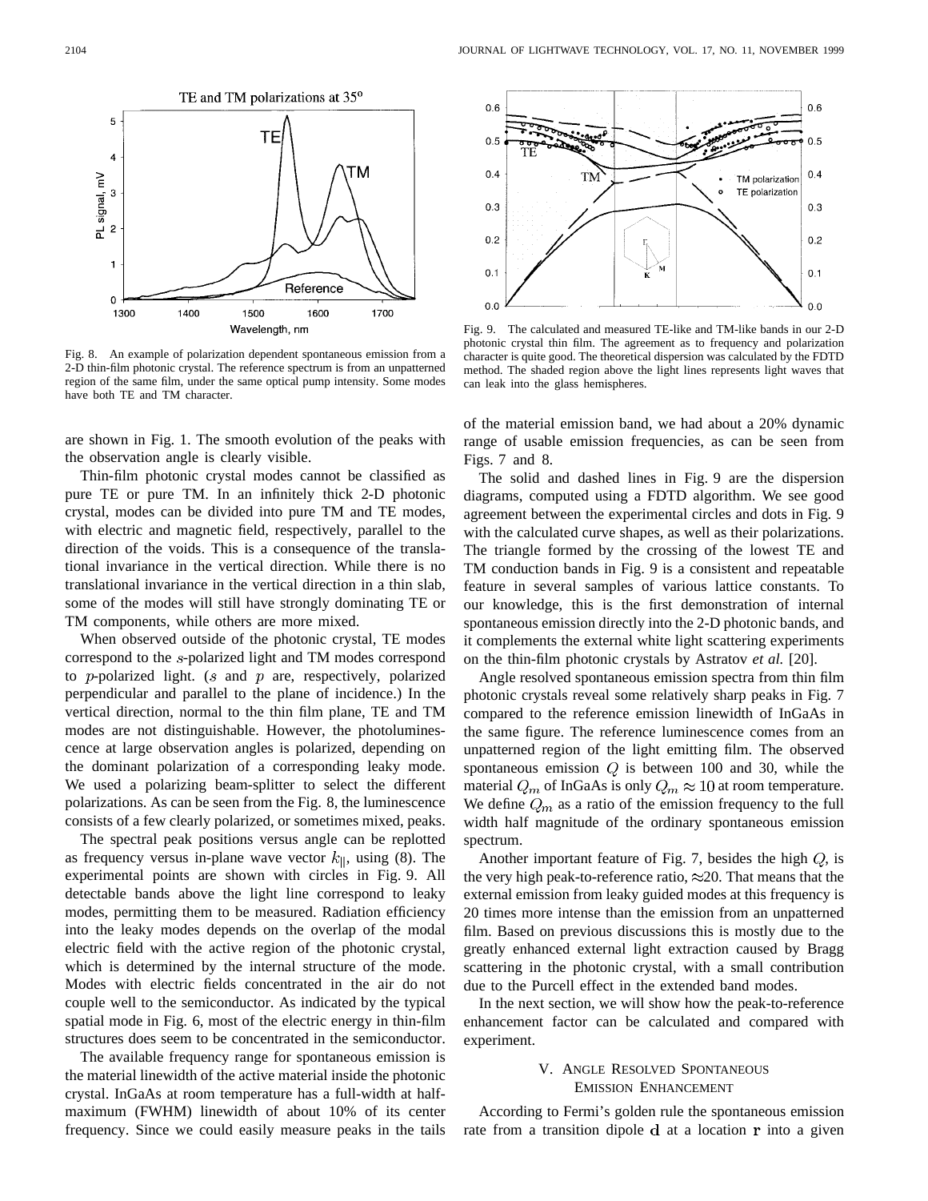Fig. 8. An example of polarization dependent spontaneous emission from a 2-D thin-film photonic crystal. The reference spectrum is from an unpatterned region of the same film, under the same optical pump intensity. Some modes have both TE and TM character.

Fig. 9. The calculated and measured TE-like and TM-like bands in our 2-D photonic crystal thin film. The agreement as to frequency and polarization character is quite good. The theoretical dispersion was calculated by the FDTD method. The shaded region above the light lines represents light waves that can leak into the glass hemispheres.

are shown in Fig. 1. The smooth evolution of the peaks with the observation angle is clearly visible.

Thin-film photonic crystal modes cannot be classified as pure TE or pure TM. In an infinitely thick 2-D photonic crystal, modes can be divided into pure TM and TE modes, with electric and magnetic field, respectively, parallel to the direction of the voids. This is a consequence of the translational invariance in the vertical direction. While there is no translational invariance in the vertical direction in a thin slab, some of the modes will still have strongly dominating TE or TM components, while others are more mixed.

When observed outside of the photonic crystal, TE modes correspond to the $s$-polarized light and TM modes correspond to $p$-polarized light. ($s$ and $p$ are, respectively, polarized perpendicular and parallel to the plane of incidence.) In the vertical direction, normal to the thin film plane, TE and TM modes are not distinguishable. However, the photoluminescence at large observation angles is polarized, depending on the dominant polarization of a corresponding leaky mode. We used a polarizing beam-splitter to select the different polarizations. As can be seen from the Fig. 8, the luminescence consists of a few clearly polarized, or sometimes mixed, peaks.

The spectral peak positions versus angle can be replotted as frequency versus in-plane wave vector $k_{\|}$, using (8). The experimental points are shown with circles in Fig. 9. All detectable bands above the light line correspond to leaky modes, permitting them to be measured. Radiation efficiency into the leaky modes depends on the overlap of the modal electric field with the active region of the photonic crystal, which is determined by the internal structure of the mode. Modes with electric fields concentrated in the air do not couple well to the semiconductor. As indicated by the typical spatial mode in Fig. 6, most of the electric energy in thin-film structures does seem to be concentrated in the semiconductor.

The available frequency range for spontaneous emission is the material linewidth of the active material inside the photonic crystal. InGaAs at room temperature has a full-width at half-maximum (FWHM) linewidth of about 10% of its center frequency. Since we could easily measure peaks in the tails of the material emission band, we had about a 20% dynamic range of usable emission frequencies, as can be seen from Figs. 7 and 8.

The solid and dashed lines in Fig. 9 are the dispersion diagrams, computed using a FDTD algorithm. We see good agreement between the experimental circles and dots in Fig. 9 with the calculated curve shapes, as well as their polarizations. The triangle formed by the crossing of the lowest TE and TM conduction bands in Fig. 9 is a consistent and repeatable feature in several samples of various lattice constants. To our knowledge, this is the first demonstration of internal spontaneous emission directly into the 2-D photonic bands, and it complements the external white light scattering experiments on the thin-film photonic crystals by Astratov *et al.* [20].

Angle resolved spontaneous emission spectra from thin film photonic crystals reveal some relatively sharp peaks in Fig. 7 compared to the reference emission linewidth of InGaAs in the same figure. The reference luminescence comes from an unpatterned region of the light emitting film. The observed spontaneous emission $Q$ is between 100 and 30, while the material $Q_m$ of InGaAs is only $Q_m \approx 10$ at room temperature. We define $Q_m$ as a ratio of the emission frequency to the full width half magnitude of the ordinary spontaneous emission spectrum.

Another important feature of Fig. 7, besides the high $Q$, is the very high peak-to-reference ratio, $\approx$20. That means that the external emission from leaky guided modes at this frequency is 20 times more intense than the emission from an unpatterned film. Based on previous discussions this is mostly due to the greatly enhanced external light extraction caused by Bragg scattering in the photonic crystal, with a small contribution due to the Purcell effect in the extended band modes.

In the next section, we will show how the peak-to-reference enhancement factor can be calculated and compared with experiment.

## V. Angle Resolved Spontaneous Emission Enhancement

According to Fermi's golden rule the spontaneous emission rate from a transition dipole $\mathbf{d}$ at a location $\mathbf{r}$ into a given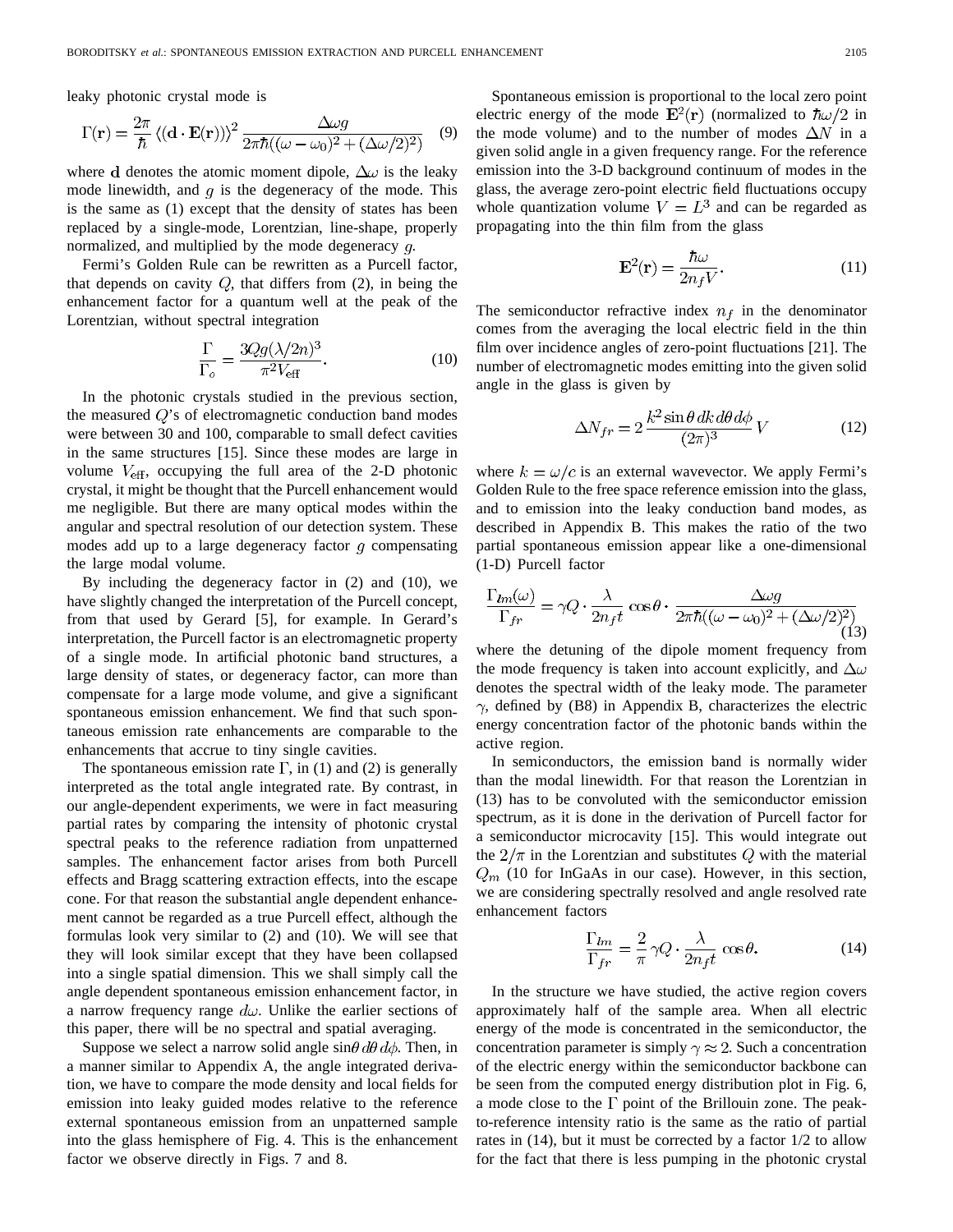leaky photonic crystal mode is

$$\Gamma(\mathbf{r}) = \frac{2\pi}{\hbar} \langle(\mathbf{d}\cdot\mathbf{E}(\mathbf{r}))\rangle^2 \frac{\Delta\omega g}{2\pi\hbar((\omega-\omega_0)^2+(\Delta\omega/2)^2)} \quad (9)$$

where $\mathbf{d}$ denotes the atomic moment dipole, $\Delta\omega$ is the leaky mode linewidth, and $g$ is the degeneracy of the mode. This is the same as (1) except that the density of states has been replaced by a single-mode, Lorentzian, line-shape, properly normalized, and multiplied by the mode degeneracy $g$.

Fermi's Golden Rule can be rewritten as a Purcell factor, that depends on cavity $Q$, that differs from (2), in being the enhancement factor for a quantum well at the peak of the Lorentzian, without spectral integration

$$\frac{\Gamma}{\Gamma_o} = \frac{3Qg(\lambda/2n)^3}{\pi^2 V_{\text{eff}}}. \quad (10)$$

In the photonic crystals studied in the previous section, the measured $Q$'s of electromagnetic conduction band modes were between 30 and 100, comparable to small defect cavities in the same structures [15]. Since these modes are large in volume $V_{\text{eff}}$, occupying the full area of the 2-D photonic crystal, it might be thought that the Purcell enhancement would me negligible. But there are many optical modes within the angular and spectral resolution of our detection system. These modes add up to a large degeneracy factor $g$ compensating the large modal volume.

By including the degeneracy factor in (2) and (10), we have slightly changed the interpretation of the Purcell concept, from that used by Gerard [5], for example. In Gerard's interpretation, the Purcell factor is an electromagnetic property of a single mode. In artificial photonic band structures, a large density of states, or degeneracy factor, can more than compensate for a large mode volume, and give a significant spontaneous emission enhancement. We find that such spontaneous emission rate enhancements are comparable to the enhancements that accrue to tiny single cavities.

The spontaneous emission rate $\Gamma$, in (1) and (2) is generally interpreted as the total angle integrated rate. By contrast, in our angle-dependent experiments, we were in fact measuring partial rates by comparing the intensity of photonic crystal spectral peaks to the reference radiation from unpatterned samples. The enhancement factor arises from both Purcell effects and Bragg scattering extraction effects, into the escape cone. For that reason the substantial angle dependent enhancement cannot be regarded as a true Purcell effect, although the formulas look very similar to (2) and (10). We will see that they will look similar except that they have been collapsed into a single spatial dimension. This we shall simply call the angle dependent spontaneous emission enhancement factor, in a narrow frequency range $d\omega$. Unlike the earlier sections of this paper, there will be no spectral and spatial averaging.

Suppose we select a narrow solid angle $\sin\theta\, d\theta\, d\phi$. Then, in a manner similar to Appendix A, the angle integrated derivation, we have to compare the mode density and local fields for emission into leaky guided modes relative to the reference external spontaneous emission from an unpatterned sample into the glass hemisphere of Fig. 4. This is the enhancement factor we observe directly in Figs. 7 and 8.

Spontaneous emission is proportional to the local zero point electric energy of the mode $\mathbf{E}^2(\mathbf{r})$ (normalized to $\hbar\omega/2$ in the mode volume) and to the number of modes $\Delta N$ in a given solid angle in a given frequency range. For the reference emission into the 3-D background continuum of modes in the glass, the average zero-point electric field fluctuations occupy whole quantization volume $V = L^3$ and can be regarded as propagating into the thin film from the glass

$$\mathbf{E}^2(\mathbf{r}) = \frac{\hbar\omega}{2n_f V}. \quad (11)$$

The semiconductor refractive index $n_f$ in the denominator comes from the averaging the local electric field in the thin film over incidence angles of zero-point fluctuations [21]. The number of electromagnetic modes emitting into the given solid angle in the glass is given by

$$\Delta N_{fr} = 2\frac{k^2 \sin\theta\, dk\, d\theta\, d\phi}{(2\pi)^3} V \quad (12)$$

where $k = \omega/c$ is an external wavevector. We apply Fermi's Golden Rule to the free space reference emission into the glass, and to emission into the leaky conduction band modes, as described in Appendix B. This makes the ratio of the two partial spontaneous emission appear like a one-dimensional (1-D) Purcell factor

$$\frac{\Gamma_{lm}(\omega)}{\Gamma_{fr}} = \gamma Q \cdot \frac{\lambda}{2n_f t}\cos\theta \cdot \frac{\Delta\omega g}{2\pi\hbar((\omega-\omega_0)^2+(\Delta\omega/2)^2)} \quad (13)$$

where the detuning of the dipole moment frequency from the mode frequency is taken into account explicitly, and $\Delta\omega$ denotes the spectral width of the leaky mode. The parameter $\gamma$, defined by (B8) in Appendix B, characterizes the electric energy concentration factor of the photonic bands within the active region.

In semiconductors, the emission band is normally wider than the modal linewidth. For that reason the Lorentzian in (13) has to be convoluted with the semiconductor emission spectrum, as it is done in the derivation of Purcell factor for a semiconductor microcavity [15]. This would integrate out the $2/\pi$ in the Lorentzian and substitutes $Q$ with the material $Q_m$ (10 for InGaAs in our case). However, in this section, we are considering spectrally resolved and angle resolved rate enhancement factors

$$\frac{\Gamma_{lm}}{\Gamma_{fr}} = \frac{2}{\pi}\gamma Q \cdot \frac{\lambda}{2n_f t}\cos\theta. \quad (14)$$

In the structure we have studied, the active region covers approximately half of the sample area. When all electric energy of the mode is concentrated in the semiconductor, the concentration parameter is simply $\gamma \approx 2$. Such a concentration of the electric energy within the semiconductor backbone can be seen from the computed energy distribution plot in Fig. 6, a mode close to the $\Gamma$ point of the Brillouin zone. The peak-to-reference intensity ratio is the same as the ratio of partial rates in (14), but it must be corrected by a factor 1/2 to allow for the fact that there is less pumping in the photonic crystal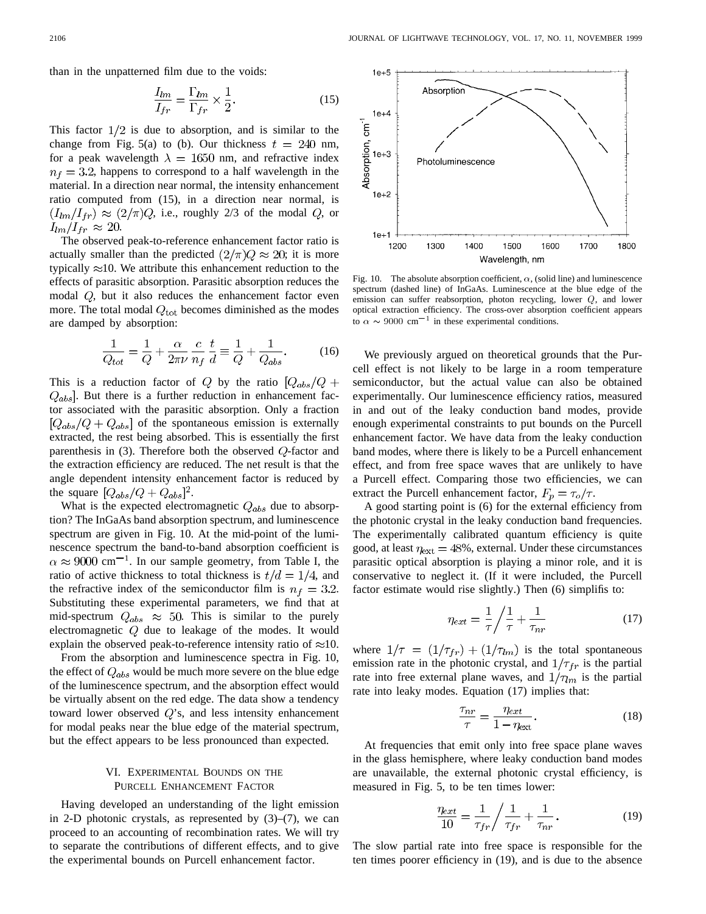than in the unpatterned film due to the voids:

$$\frac{I_{lm}}{I_{fr}} = \frac{\Gamma_{lm}}{\Gamma_{fr}} \times \frac{1}{2}. \tag{15}$$

This factor $1/2$ is due to absorption, and is similar to the change from Fig. 5(a) to (b). Our thickness $t = 240$ nm, for a peak wavelength $\lambda = 1650$ nm, and refractive index $n_f = 3.2$, happens to correspond to a half wavelength in the material. In a direction near normal, the intensity enhancement ratio computed from (15), in a direction near normal, is $(I_{lm}/I_{fr}) \approx (2/\pi)Q$, i.e., roughly 2/3 of the modal $Q$, or $I_{lm}/I_{fr} \approx 20$.

The observed peak-to-reference enhancement factor ratio is actually smaller than the predicted $(2/\pi)Q \approx 20$; it is more typically $\approx$10. We attribute this enhancement reduction to the effects of parasitic absorption. Parasitic absorption reduces the modal $Q$, but it also reduces the enhancement factor even more. The total modal $Q_{\text{tot}}$ becomes diminished as the modes are damped by absorption:

$$\frac{1}{Q_{tot}} = \frac{1}{Q} + \frac{\alpha}{2\pi\nu}\frac{c}{n_f}\frac{t}{d} \equiv \frac{1}{Q} + \frac{1}{Q_{abs}}. \tag{16}$$

This is a reduction factor of $Q$ by the ratio $[Q_{abs}/Q + Q_{abs}]$. But there is a further reduction in enhancement factor associated with the parasitic absorption. Only a fraction $[Q_{abs}/Q + Q_{abs}]$ of the spontaneous emission is externally extracted, the rest being absorbed. This is essentially the first parenthesis in (3). Therefore both the observed $Q$-factor and the extraction efficiency are reduced. The net result is that the angle dependent intensity enhancement factor is reduced by the square $[Q_{abs}/Q + Q_{abs}]^2$.

What is the expected electromagnetic $Q_{abs}$ due to absorption? The InGaAs band absorption spectrum, and luminescence spectrum are given in Fig. 10. At the mid-point of the luminescence spectrum the band-to-band absorption coefficient is $\alpha \approx 9000$ cm$^{-1}$. In our sample geometry, from Table I, the ratio of active thickness to total thickness is $t/d = 1/4$, and the refractive index of the semiconductor film is $n_f = 3.2$. Substituting these experimental parameters, we find that at mid-spectrum $Q_{abs} \approx 50$. This is similar to the purely electromagnetic $Q$ due to leakage of the modes. It would explain the observed peak-to-reference intensity ratio of $\approx$10.

From the absorption and luminescence spectra in Fig. 10, the effect of $Q_{abs}$ would be much more severe on the blue edge of the luminescence spectrum, and the absorption effect would be virtually absent on the red edge. The data show a tendency toward lower observed $Q$'s, and less intensity enhancement for modal peaks near the blue edge of the material spectrum, but the effect appears to be less pronounced than expected.

Fig. 10. The absolute absorption coefficient, $\alpha$, (solid line) and luminescence spectrum (dashed line) of InGaAs. Luminescence at the blue edge of the emission can suffer reabsorption, photon recycling, lower $Q$, and lower optical extraction efficiency. The cross-over absorption coefficient appears to $\alpha \sim 9000$ cm$^{-1}$ in these experimental conditions.

## VI. Experimental Bounds on the Purcell Enhancement Factor

Having developed an understanding of the light emission in 2-D photonic crystals, as represented by (3)–(7), we can proceed to an accounting of recombination rates. We will try to separate the contributions of different effects, and to give the experimental bounds on Purcell enhancement factor.

We previously argued on theoretical grounds that the Purcell effect is not likely to be large in a room temperature semiconductor, but the actual value can also be obtained experimentally. Our luminescence efficiency ratios, measured in and out of the leaky conduction band modes, provide enough experimental constraints to put bounds on the Purcell enhancement factor. We have data from the leaky conduction band modes, where there is likely to be a Purcell enhancement effect, and from free space waves that are unlikely to have a Purcell effect. Comparing those two efficiencies, we can extract the Purcell enhancement factor, $F_p = \tau_o/\tau$.

A good starting point is (6) for the external efficiency from the photonic crystal in the leaky conduction band frequencies. The experimentally calibrated quantum efficiency is quite good, at least $\eta_{\text{ext}} = 48\%$, external. Under these circumstances parasitic optical absorption is playing a minor role, and it is conservative to neglect it. (If it were included, the Purcell factor estimate would rise slightly.) Then (6) simplifis to:

$$\eta_{ext} = \frac{1}{\tau} \Big/ \frac{1}{\tau} + \frac{1}{\tau_{nr}} \tag{17}$$

where $1/\tau = (1/\tau_{fr}) + (1/\tau_{lm})$ is the total spontaneous emission rate in the photonic crystal, and $1/\tau_{fr}$ is the partial rate into free external plane waves, and $1/\tau_{lm}$ is the partial rate into leaky modes. Equation (17) implies that:

$$\frac{\tau_{nr}}{\tau} = \frac{\eta_{ext}}{1 - \eta_{\text{ext}}}. \tag{18}$$

At frequencies that emit only into free space plane waves in the glass hemisphere, where leaky conduction band modes are unavailable, the external photonic crystal efficiency, is measured in Fig. 5, to be ten times lower:

$$\frac{\eta_{ext}}{10} = \frac{1}{\tau_{fr}} \Big/ \frac{1}{\tau_{fr}} + \frac{1}{\tau_{nr}}. \tag{19}$$

The slow partial rate into free space is responsible for the ten times poorer efficiency in (19), and is due to the absence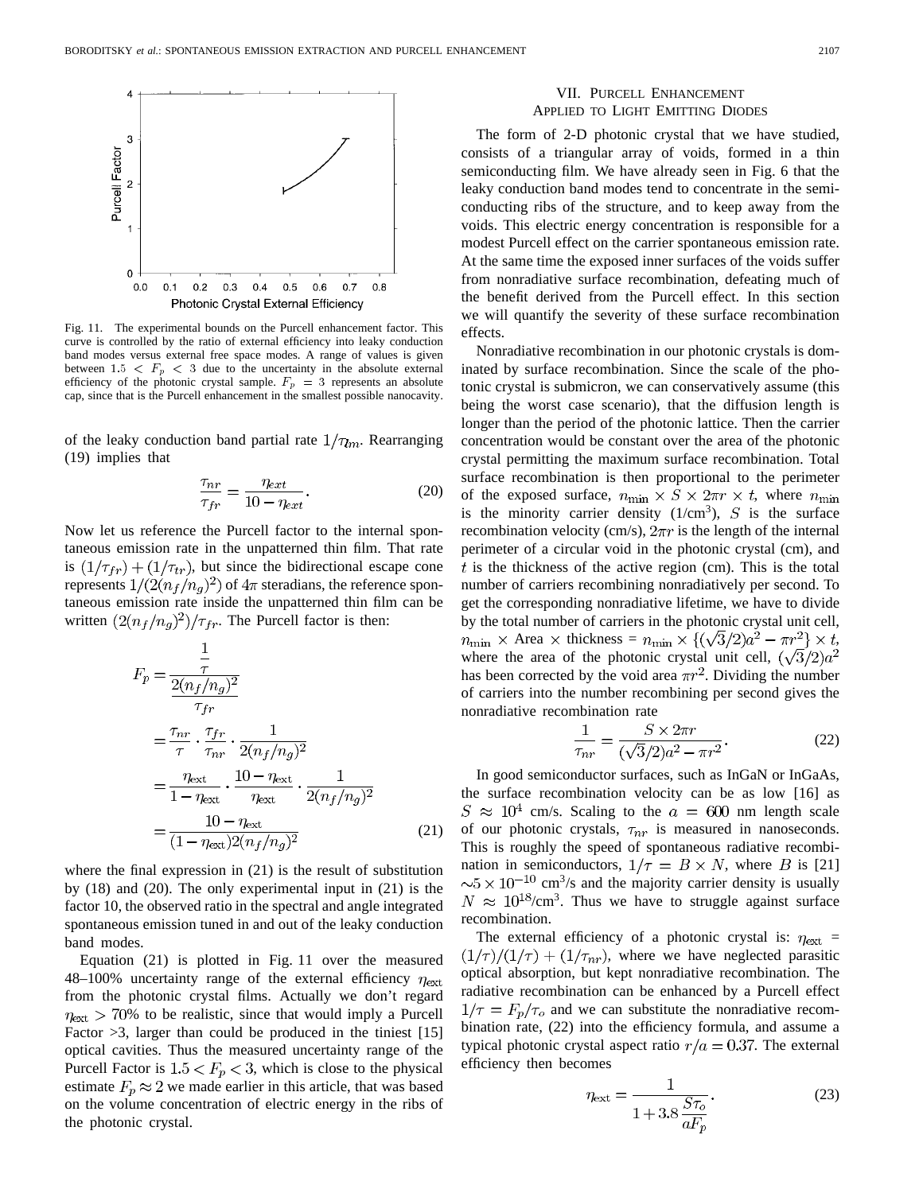Fig. 11. The experimental bounds on the Purcell enhancement factor. This curve is controlled by the ratio of external efficiency into leaky conduction band modes versus external free space modes. A range of values is given between $1.5 < F_p < 3$ due to the uncertainty in the absolute external efficiency of the photonic crystal sample. $F_p = 3$ represents an absolute cap, since that is the Purcell enhancement in the smallest possible nanocavity.

of the leaky conduction band partial rate $1/\tau_m$. Rearranging (19) implies that

$$\frac{\tau_{nr}}{\tau_{fr}} = \frac{\eta_{ext}}{10 - \eta_{ext}}. \tag{20}$$

Now let us reference the Purcell factor to the internal spontaneous emission rate in the unpatterned thin film. That rate is $(1/\tau_{fr}) + (1/\tau_{tr})$, but since the bidirectional escape cone represents $1/(2(n_f/n_g)^2)$ of $4\pi$ steradians, the reference spontaneous emission rate inside the unpatterned thin film can be written $(2(n_f/n_g)^2)/\tau_{fr}$. The Purcell factor is then:

$$\begin{aligned} F_p &= \frac{\frac{1}{\tau}}{\frac{2(n_f/n_g)^2}{\tau_{fr}}} \\ &= \frac{\tau_{nr}}{\tau} \cdot \frac{\tau_{fr}}{\tau_{nr}} \cdot \frac{1}{2(n_f/n_g)^2} \\ &= \frac{\eta_{\text{ext}}}{1 - \eta_{\text{ext}}} \cdot \frac{10 - \eta_{\text{ext}}}{\eta_{\text{ext}}} \cdot \frac{1}{2(n_f/n_g)^2} \\ &= \frac{10 - \eta_{\text{ext}}}{(1 - \eta_{\text{ext}})2(n_f/n_g)^2} \end{aligned} \tag{21}$$

where the final expression in (21) is the result of substitution by (18) and (20). The only experimental input in (21) is the factor 10, the observed ratio in the spectral and angle integrated spontaneous emission tuned in and out of the leaky conduction band modes.

Equation (21) is plotted in Fig. 11 over the measured 48–100% uncertainty range of the external efficiency $\eta_{\text{ext}}$ from the photonic crystal films. Actually we don't regard $\eta_{\text{ext}} > 70\%$ to be realistic, since that would imply a Purcell Factor >3, larger than could be produced in the tiniest [15] optical cavities. Thus the measured uncertainty range of the Purcell Factor is $1.5 < F_p < 3$, which is close to the physical estimate $F_p \approx 2$ we made earlier in this article, that was based on the volume concentration of electric energy in the ribs of the photonic crystal.

## VII. Purcell Enhancement Applied to Light Emitting Diodes

The form of 2-D photonic crystal that we have studied, consists of a triangular array of voids, formed in a thin semiconducting film. We have already seen in Fig. 6 that the leaky conduction band modes tend to concentrate in the semiconducting ribs of the structure, and to keep away from the voids. This electric energy concentration is responsible for a modest Purcell effect on the carrier spontaneous emission rate. At the same time the exposed inner surfaces of the voids suffer from nonradiative surface recombination, defeating much of the benefit derived from the Purcell effect. In this section we will quantify the severity of these surface recombination effects.

Nonradiative recombination in our photonic crystals is dominated by surface recombination. Since the scale of the photonic crystal is submicron, we can conservatively assume (this being the worst case scenario), that the diffusion length is longer than the period of the photonic lattice. Then the carrier concentration would be constant over the area of the photonic crystal permitting the maximum surface recombination. Total surface recombination is then proportional to the perimeter of the exposed surface, $n_{\min} \times S \times 2\pi r \times t$, where $n_{\min}$ is the minority carrier density (1/cm$^3$), $S$ is the surface recombination velocity (cm/s), $2\pi r$ is the length of the internal perimeter of a circular void in the photonic crystal (cm), and $t$ is the thickness of the active region (cm). This is the total number of carriers recombining nonradiatively per second. To get the corresponding nonradiative lifetime, we have to divide by the total number of carriers in the photonic crystal unit cell, $n_{\min} \times$ Area $\times$ thickness = $n_{\min} \times \{(\sqrt{3}/2)a^2 - \pi r^2\} \times t$, where the area of the photonic crystal unit cell, $(\sqrt{3}/2)a^2$ has been corrected by the void area $\pi r^2$. Dividing the number of carriers into the number recombining per second gives the nonradiative recombination rate

$$\frac{1}{\tau_{nr}} = \frac{S \times 2\pi r}{(\sqrt{3}/2)a^2 - \pi r^2}. \tag{22}$$

In good semiconductor surfaces, such as InGaN or InGaAs, the surface recombination velocity can be as low [16] as $S \approx 10^4$ cm/s. Scaling to the $a = 600$ nm length scale of our photonic crystals, $\tau_{nr}$ is measured in nanoseconds. This is roughly the speed of spontaneous radiative recombination in semiconductors, $1/\tau = B \times N$, where $B$ is [21] $\sim 5 \times 10^{-10}$ cm$^3$/s and the majority carrier density is usually $N \approx 10^{18}$/cm$^3$. Thus we have to struggle against surface recombination.

The external efficiency of a photonic crystal is: $\eta_{\text{ext}} = (1/\tau)/(1/\tau) + (1/\tau_{nr})$, where we have neglected parasitic optical absorption, but kept nonradiative recombination. The radiative recombination can be enhanced by a Purcell effect $1/\tau = F_p/\tau_o$ and we can substitute the nonradiative recombination rate, (22) into the efficiency formula, and assume a typical photonic crystal aspect ratio $r/a = 0.37$. The external efficiency then becomes

$$\eta_{\text{ext}} = \frac{1}{1 + 3.8\dfrac{S\tau_o}{aF_p}}. \tag{23}$$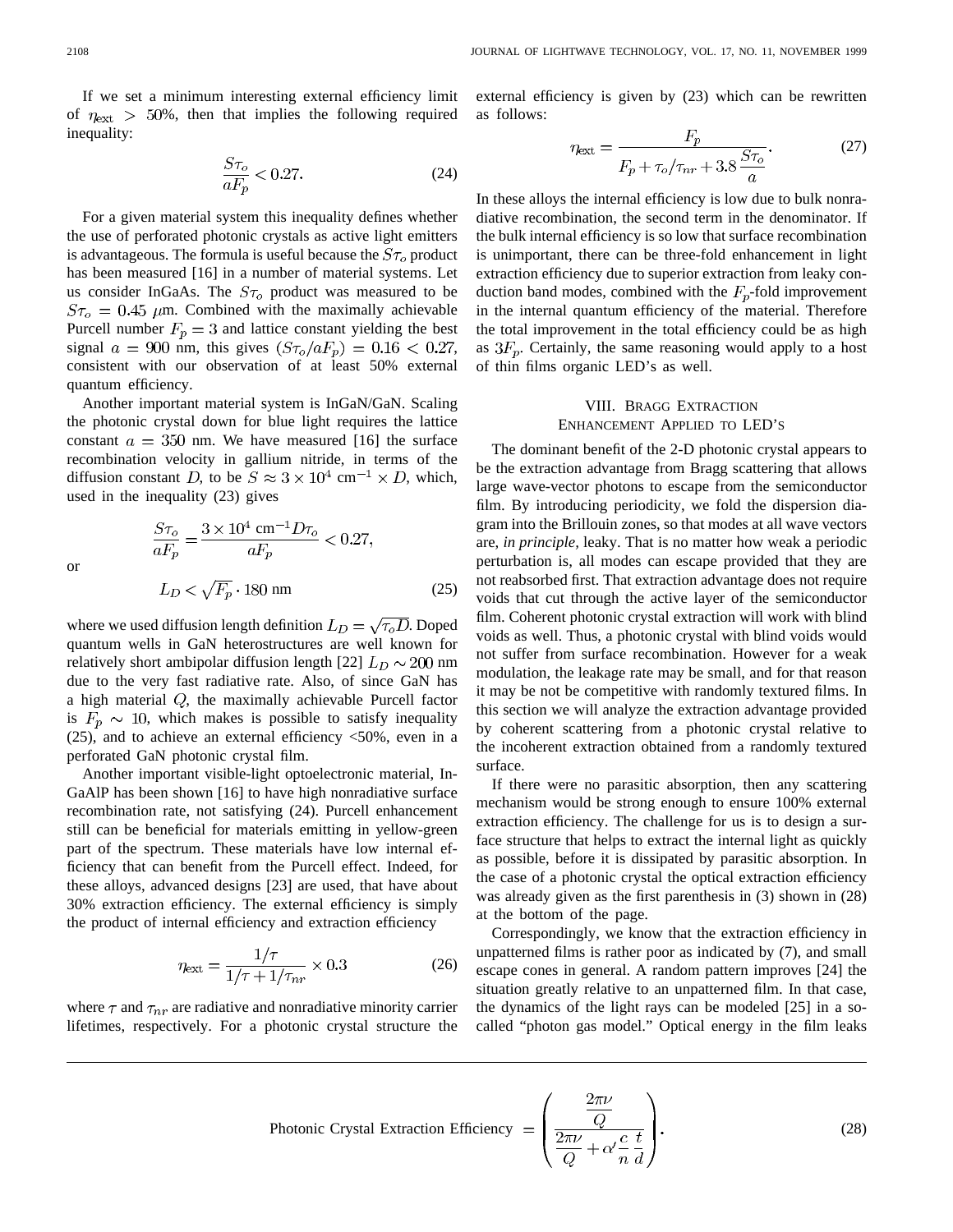If we set a minimum interesting external efficiency limit of $\eta_{ext} > 50\%$, then that implies the following required inequality:

$$\frac{S\tau_o}{aF_p} < 0.27. \tag{24}$$

For a given material system this inequality defines whether the use of perforated photonic crystals as active light emitters is advantageous. The formula is useful because the $S\tau_o$ product has been measured [16] in a number of material systems. Let us consider InGaAs. The $S\tau_o$ product was measured to be $S\tau_o = 0.45\ \mu$m. Combined with the maximally achievable Purcell number $F_p = 3$ and lattice constant yielding the best signal $a = 900$ nm, this gives $(S\tau_o/aF_p) = 0.16 < 0.27$, consistent with our observation of at least 50% external quantum efficiency.

Another important material system is InGaN/GaN. Scaling the photonic crystal down for blue light requires the lattice constant $a = 350$ nm. We have measured [16] the surface recombination velocity in gallium nitride, in terms of the diffusion constant $D$, to be $S \approx 3 \times 10^4\ \text{cm}^{-1} \times D$, which, used in the inequality (23) gives

$$\frac{S\tau_o}{aF_p} = \frac{3 \times 10^4\ \text{cm}^{-1} D\tau_o}{aF_p} < 0.27,$$

or

$$L_D < \sqrt{F_p} \cdot 180\ \text{nm} \tag{25}$$

where we used diffusion length definition $L_D = \sqrt{\tau_o D}$. Doped quantum wells in GaN heterostructures are well known for relatively short ambipolar diffusion length [22] $L_D \sim 200$ nm due to the very fast radiative rate. Also, of since GaN has a high material $Q$, the maximally achievable Purcell factor is $F_p \sim 10$, which makes is possible to satisfy inequality (25), and to achieve an external efficiency <50%, even in a perforated GaN photonic crystal film.

Another important visible-light optoelectronic material, InGaAlP has been shown [16] to have high nonradiative surface recombination rate, not satisfying (24). Purcell enhancement still can be beneficial for materials emitting in yellow-green part of the spectrum. These materials have low internal efficiency that can benefit from the Purcell effect. Indeed, for these alloys, advanced designs [23] are used, that have about 30% extraction efficiency. The external efficiency is simply the product of internal efficiency and extraction efficiency

$$\eta_{ext} = \frac{1/\tau}{1/\tau + 1/\tau_{nr}} \times 0.3 \tag{26}$$

where $\tau$ and $\tau_{nr}$ are radiative and nonradiative minority carrier lifetimes, respectively. For a photonic crystal structure the external efficiency is given by (23) which can be rewritten as follows:

$$\eta_{ext} = \frac{F_p}{F_p + \tau_o/\tau_{nr} + 3.8\dfrac{S\tau_o}{a}}. \tag{27}$$

In these alloys the internal efficiency is low due to bulk nonradiative recombination, the second term in the denominator. If the bulk internal efficiency is so low that surface recombination is unimportant, there can be three-fold enhancement in light extraction efficiency due to superior extraction from leaky conduction band modes, combined with the $F_p$-fold improvement in the internal quantum efficiency of the material. Therefore the total improvement in the total efficiency could be as high as $3F_p$. Certainly, the same reasoning would apply to a host of thin films organic LED's as well.

## VIII. Bragg Extraction Enhancement Applied to LED's

The dominant benefit of the 2-D photonic crystal appears to be the extraction advantage from Bragg scattering that allows large wave-vector photons to escape from the semiconductor film. By introducing periodicity, we fold the dispersion diagram into the Brillouin zones, so that modes at all wave vectors are, *in principle*, leaky. That is no matter how weak a periodic perturbation is, all modes can escape provided that they are not reabsorbed first. That extraction advantage does not require voids that cut through the active layer of the semiconductor film. Coherent photonic crystal extraction will work with blind voids as well. Thus, a photonic crystal with blind voids would not suffer from surface recombination. However for a weak modulation, the leakage rate may be small, and for that reason it may be not be competitive with randomly textured films. In this section we will analyze the extraction advantage provided by coherent scattering from a photonic crystal relative to the incoherent extraction obtained from a randomly textured surface.

If there were no parasitic absorption, then any scattering mechanism would be strong enough to ensure 100% external extraction efficiency. The challenge for us is to design a surface structure that helps to extract the internal light as quickly as possible, before it is dissipated by parasitic absorption. In the case of a photonic crystal the optical extraction efficiency was already given as the first parenthesis in (3) shown in (28) at the bottom of the page.

Correspondingly, we know that the extraction efficiency in unpatterned films is rather poor as indicated by (7), and small escape cones in general. A random pattern improves [24] the situation greatly relative to an unpatterned film. In that case, the dynamics of the light rays can be modeled [25] in a so-called "photon gas model." Optical energy in the film leaks

$$\text{Photonic Crystal Extraction Efficiency} = \left( \frac{\dfrac{2\pi\nu}{Q}}{\dfrac{2\pi\nu}{Q} + \alpha' \dfrac{c}{n} \dfrac{t}{d}} \right). \tag{28}$$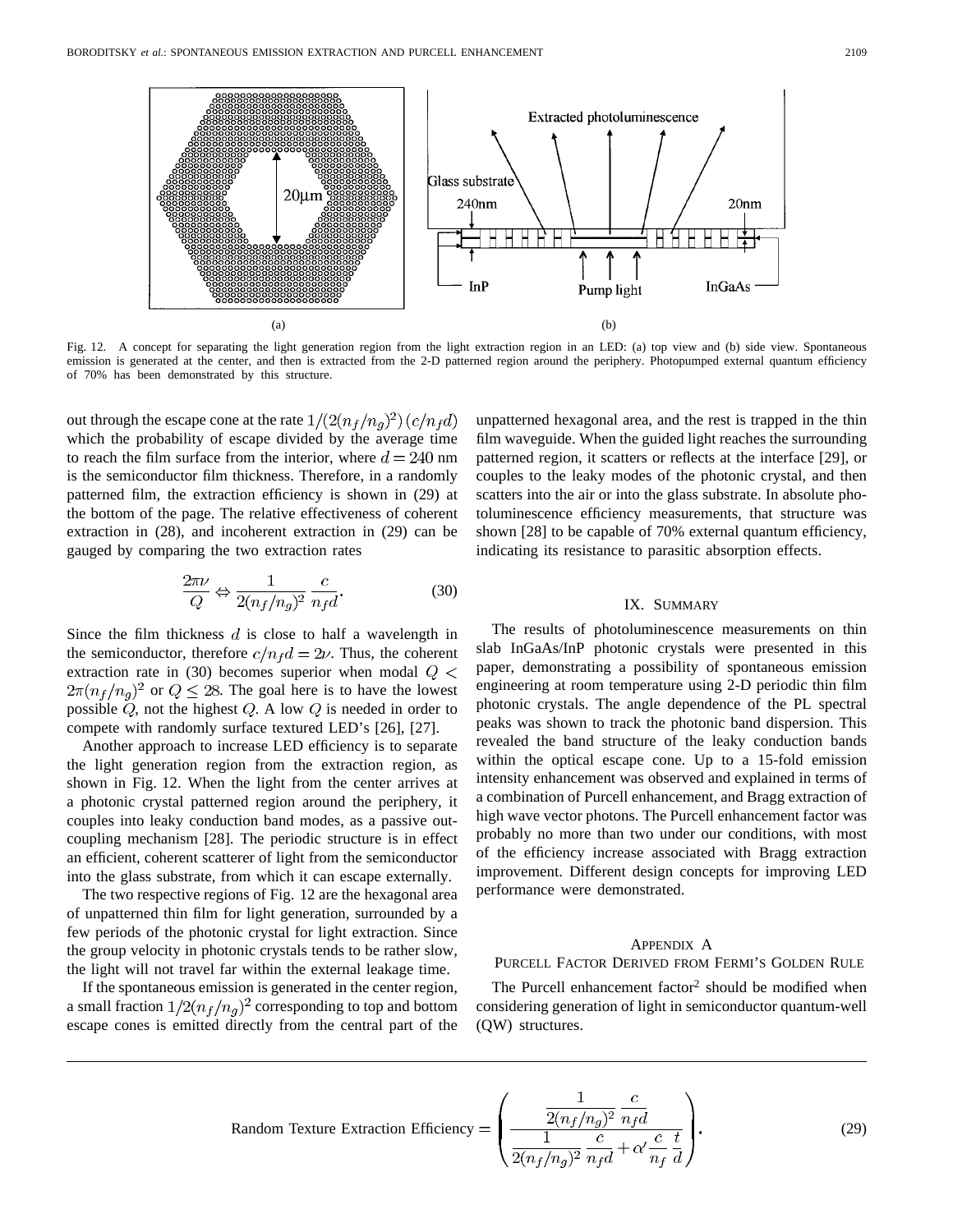Fig. 12. A concept for separating the light generation region from the light extraction region in an LED: (a) top view and (b) side view. Spontaneous emission is generated at the center, and then is extracted from the 2-D patterned region around the periphery. Photopumped external quantum efficiency of 70% has been demonstrated by this structure.

out through the escape cone at the rate $1/(2(n_f/n_g)^2)(c/n_f d)$ which the probability of escape divided by the average time to reach the film surface from the interior, where $d = 240$ nm is the semiconductor film thickness. Therefore, in a randomly patterned film, the extraction efficiency is shown in (29) at the bottom of the page. The relative effectiveness of coherent extraction in (28), and incoherent extraction in (29) can be gauged by comparing the two extraction rates

$$\frac{2\pi\nu}{Q} \Leftrightarrow \frac{1}{2(n_f/n_g)^2}\frac{c}{n_f d}. \tag{30}$$

Since the film thickness $d$ is close to half a wavelength in the semiconductor, therefore $c/n_f d = 2\nu$. Thus, the coherent extraction rate in (30) becomes superior when modal $Q < 2\pi(n_f/n_g)^2$ or $Q \leq 28$. The goal here is to have the lowest possible $Q$, not the highest $Q$. A low $Q$ is needed in order to compete with randomly surface textured LED's [26], [27].

Another approach to increase LED efficiency is to separate the light generation region from the extraction region, as shown in Fig. 12. When the light from the center arrives at a photonic crystal patterned region around the periphery, it couples into leaky conduction band modes, as a passive outcoupling mechanism [28]. The periodic structure is in effect an efficient, coherent scatterer of light from the semiconductor into the glass substrate, from which it can escape externally.

The two respective regions of Fig. 12 are the hexagonal area of unpatterned thin film for light generation, surrounded by a few periods of the photonic crystal for light extraction. Since the group velocity in photonic crystals tends to be rather slow, the light will not travel far within the external leakage time.

If the spontaneous emission is generated in the center region, a small fraction $1/2(n_f/n_g)^2$ corresponding to top and bottom escape cones is emitted directly from the central part of the unpatterned hexagonal area, and the rest is trapped in the thin film waveguide. When the guided light reaches the surrounding patterned region, it scatters or reflects at the interface [29], or couples to the leaky modes of the photonic crystal, and then scatters into the air or into the glass substrate. In absolute photoluminescence efficiency measurements, that structure was shown [28] to be capable of 70% external quantum efficiency, indicating its resistance to parasitic absorption effects.

## IX. Summary

The results of photoluminescence measurements on thin slab InGaAs/InP photonic crystals were presented in this paper, demonstrating a possibility of spontaneous emission engineering at room temperature using 2-D periodic thin film photonic crystals. The angle dependence of the PL spectral peaks was shown to track the photonic band dispersion. This revealed the band structure of the leaky conduction bands within the optical escape cone. Up to a 15-fold emission intensity enhancement was observed and explained in terms of a combination of Purcell enhancement, and Bragg extraction of high wave vector photons. The Purcell enhancement factor was probably no more than two under our conditions, with most of the efficiency increase associated with Bragg extraction improvement. Different design concepts for improving LED performance were demonstrated.

## Appendix A
## Purcell Factor Derived from Fermi's Golden Rule

The Purcell enhancement factor[2] should be modified when considering generation of light in semiconductor quantum-well (QW) structures.

$$\text{Random Texture Extraction Efficiency} = \left( \frac{\dfrac{1}{2(n_f/n_g)^2}\dfrac{c}{n_f d}}{\dfrac{1}{2(n_f/n_g)^2}\dfrac{c}{n_f d} + \alpha' \dfrac{c}{n_f}\dfrac{t}{d}} \right). \tag{29}$$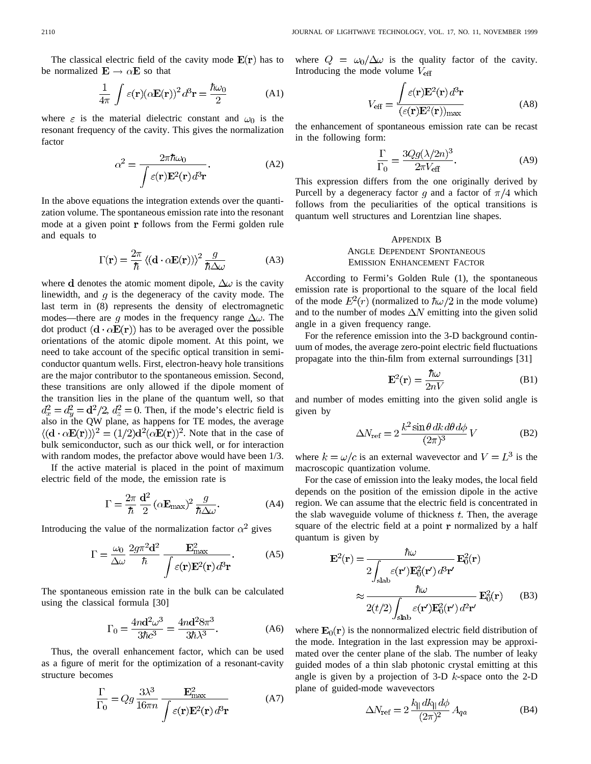The classical electric field of the cavity mode $\mathbf{E}(\mathbf{r})$ has to be normalized $\mathbf{E} \rightarrow \alpha\mathbf{E}$ so that

$$\frac{1}{4\pi}\int \varepsilon(\mathbf{r})(\alpha\mathbf{E}(\mathbf{r}))^2\, d^3\mathbf{r} = \frac{\hbar\omega_0}{2} \tag{A1}$$

where $\varepsilon$ is the material dielectric constant and $\omega_0$ is the resonant frequency of the cavity. This gives the normalization factor

$$\alpha^2 = \frac{2\pi\hbar\omega_0}{\displaystyle\int \varepsilon(\mathbf{r})\mathbf{E}^2(\mathbf{r})\, d^3\mathbf{r}}. \tag{A2}$$

In the above equations the integration extends over the quantization volume. The spontaneous emission rate into the resonant mode at a given point $\mathbf{r}$ follows from the Fermi golden rule and equals to

$$\Gamma(\mathbf{r}) = \frac{2\pi}{\hbar}\langle(\mathbf{d}\cdot\alpha\mathbf{E}(\mathbf{r}))\rangle^2 \frac{g}{\hbar\Delta\omega} \tag{A3}$$

where $\mathbf{d}$ denotes the atomic moment dipole, $\Delta\omega$ is the cavity linewidth, and $g$ is the degeneracy of the cavity mode. The last term in (8) represents the density of electromagnetic modes—there are $g$ modes in the frequency range $\Delta\omega$. The dot product $(\mathbf{d}\cdot\alpha\mathbf{E}(\mathbf{r}))$ has to be averaged over the possible orientations of the atomic dipole moment. At this point, we need to take account of the specific optical transition in semiconductor quantum wells. First, electron-heavy hole transitions are the major contributor to the spontaneous emission. Second, these transitions are only allowed if the dipole moment of the transition lies in the plane of the quantum well, so that $d_x^2 = d_y^2 = \mathbf{d}^2/2$, $d_z^2 = 0$. Then, if the mode's electric field is also in the QW plane, as happens for TE modes, the average $\langle(\mathbf{d}\cdot\alpha\mathbf{E}(\mathbf{r}))\rangle^2 = (1/2)\mathbf{d}^2(\alpha\mathbf{E}(\mathbf{r}))^2$. Note that in the case of bulk semiconductor, such as our thick well, or for interaction with random modes, the prefactor above would have been 1/3.

If the active material is placed in the point of maximum electric field of the mode, the emission rate is

$$\Gamma = \frac{2\pi}{\hbar}\frac{\mathbf{d}^2}{2}(\alpha\mathbf{E}_{\max})^2\frac{g}{\hbar\Delta\omega}. \tag{A4}$$

Introducing the value of the normalization factor $\alpha^2$ gives

$$\Gamma = \frac{\omega_0}{\Delta\omega}\frac{2g\pi^2\mathbf{d}^2}{\hbar}\frac{\mathbf{E}_{\max}^2}{\displaystyle\int \varepsilon(\mathbf{r})\mathbf{E}^2(\mathbf{r})\, d^3\mathbf{r}}. \tag{A5}$$

The spontaneous emission rate in the bulk can be calculated using the classical formula [30]

$$\Gamma_0 = \frac{4n\mathbf{d}^2\omega^3}{3\hbar c^3} = \frac{4n\mathbf{d}^2 8\pi^3}{3\hbar\lambda^3}. \tag{A6}$$

Thus, the overall enhancement factor, which can be used as a figure of merit for the optimization of a resonant-cavity structure becomes

$$\frac{\Gamma}{\Gamma_0} = Qg\frac{3\lambda^3}{16\pi n}\frac{\mathbf{E}_{\max}^2}{\displaystyle\int \varepsilon(\mathbf{r})\mathbf{E}^2(\mathbf{r})\, d^3\mathbf{r}} \tag{A7}$$

where $Q = \omega_0/\Delta\omega$ is the quality factor of the cavity. Introducing the mode volume $V_{\text{eff}}$

$$V_{\text{eff}} = \frac{\displaystyle\int \varepsilon(\mathbf{r})\mathbf{E}^2(\mathbf{r})\, d^3\mathbf{r}}{(\varepsilon(\mathbf{r})\mathbf{E}^2(\mathbf{r}))_{\max}} \tag{A8}$$

the enhancement of spontaneous emission rate can be recast in the following form:

$$\frac{\Gamma}{\Gamma_0} = \frac{3Qg(\lambda/2n)^3}{2\pi V_{\text{eff}}}. \tag{A9}$$

This expression differs from the one originally derived by Purcell by a degeneracy factor $g$ and a factor of $\pi/4$ which follows from the peculiarities of the optical transitions is quantum well structures and Lorentzian line shapes.

## Appendix B
## Angle Dependent Spontaneous Emission Enhancement Factor

According to Fermi's Golden Rule (1), the spontaneous emission rate is proportional to the square of the local field of the mode $E^2(r)$ (normalized to $\hbar\omega/2$ in the mode volume) and to the number of modes $\Delta N$ emitting into the given solid angle in a given frequency range.

For the reference emission into the 3-D background continuum of modes, the average zero-point electric field fluctuations propagate into the thin-film from external surroundings [31]

$$\mathbf{E}^2(\mathbf{r}) = \frac{\hbar\omega}{2nV} \tag{B1}$$

and number of modes emitting into the given solid angle is given by

$$\Delta N_{\text{ref}} = 2\frac{k^2\sin\theta\, dk\, d\theta\, d\phi}{(2\pi)^3}V \tag{B2}$$

where $k = \omega/c$ is an external wavevector and $V = L^3$ is the macroscopic quantization volume.

For the case of emission into the leaky modes, the local field depends on the position of the emission dipole in the active region. We can assume that the electric field is concentrated in the slab waveguide volume of thickness $t$. Then, the average square of the electric field at a point $\mathbf{r}$ normalized by a half quantum is given by

$$\begin{aligned}\mathbf{E}^2(\mathbf{r}) &= \frac{\hbar\omega}{2\displaystyle\int_{\text{slab}}\varepsilon(\mathbf{r}')\mathbf{E}_0^2(\mathbf{r}')\, d^3\mathbf{r}'}\mathbf{E}_0^2(\mathbf{r}) \\ &\approx \frac{\hbar\omega}{2(t/2)\displaystyle\int_{\text{slab}}\varepsilon(\mathbf{r}')\mathbf{E}_0^2(\mathbf{r}')\, d^2\mathbf{r}'}\mathbf{E}_0^2(\mathbf{r})\end{aligned} \tag{B3}$$

where $\mathbf{E}_0(\mathbf{r})$ is the nonnormalized electric field distribution of the mode. Integration in the last expression may be approximated over the center plane of the slab. The number of leaky guided modes of a thin slab photonic crystal emitting at this angle is given by a projection of 3-D $k$-space onto the 2-D plane of guided-mode wavevectors

$$\Delta N_{\text{ref}} = 2\frac{k_{\|}\, dk_{\|}\, d\phi}{(2\pi)^2}A_{qa} \tag{B4}$$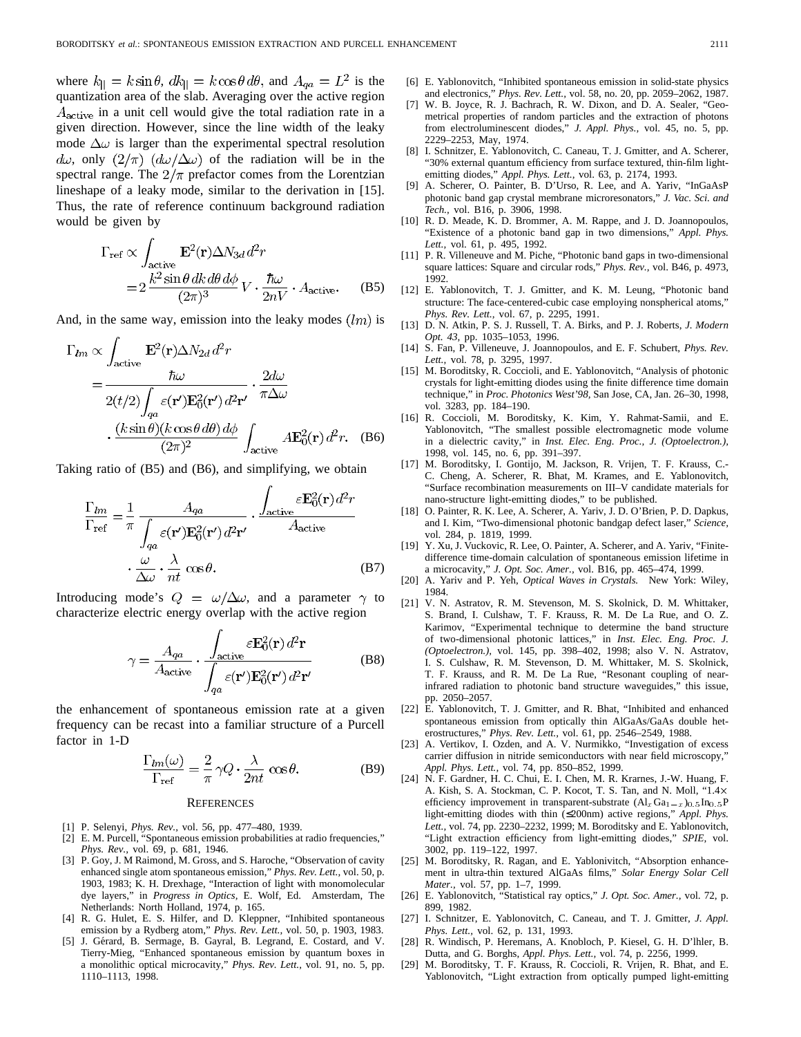where $k_{||} = k \sin\theta$, $dk_{||} = k \cos\theta \, d\theta$, and $A_{qa} = L^2$ is the quantization area of the slab. Averaging over the active region $A_{\text{active}}$ in a unit cell would give the total radiation rate in a given direction. However, since the line width of the leaky mode $\Delta\omega$ is larger than the experimental spectral resolution $d\omega$, only $(2/\pi)$ $(d\omega/\Delta\omega)$ of the radiation will be in the spectral range. The $2/\pi$ prefactor comes from the Lorentzian lineshape of a leaky mode, similar to the derivation in [15]. Thus, the rate of reference continuum background radiation would be given by

$$\Gamma_{\text{ref}} \propto \int_{\text{active}} \mathbf{E}^2(\mathbf{r}) \Delta N_{3d} \, d^2r = 2 \frac{k^2 \sin\theta \, dk \, d\theta \, d\phi}{(2\pi)^3} V \cdot \frac{\hbar\omega}{2nV} \cdot A_{\text{active}}. \quad \text{(B5)}$$

And, in the same way, emission into the leaky modes $(lm)$ is

$$\Gamma_{lm} \propto \int_{\text{active}} \mathbf{E}^2(\mathbf{r}) \Delta N_{2d} \, d^2r = \frac{\hbar\omega}{2(t/2) \int_{qa} \varepsilon(\mathbf{r}') \mathbf{E}_0^2(\mathbf{r}') \, d^2\mathbf{r}'} \cdot \frac{2d\omega}{\pi\Delta\omega} \cdot \frac{(k \sin\theta)(k \cos\theta \, d\theta) \, d\phi}{(2\pi)^2} \int_{\text{active}} A\mathbf{E}_0^2(\mathbf{r}) \, d^2r. \quad \text{(B6)}$$

Taking ratio of (B5) and (B6), and simplifying, we obtain

$$\frac{\Gamma_{lm}}{\Gamma_{\text{ref}}} = \frac{1}{\pi} \frac{A_{qa}}{\int_{qa} \varepsilon(\mathbf{r}') \mathbf{E}_0^2(\mathbf{r}') \, d^2\mathbf{r}'} \cdot \frac{\int_{\text{active}} \varepsilon \mathbf{E}_0^2(\mathbf{r}) \, d^2r}{A_{\text{active}}} \cdot \frac{\omega}{\Delta\omega} \cdot \frac{\lambda}{nt} \cos\theta. \quad \text{(B7)}$$

Introducing mode's $Q = \omega/\Delta\omega$, and a parameter $\gamma$ to characterize electric energy overlap with the active region

$$\gamma = \frac{A_{qa}}{A_{\text{active}}} \cdot \frac{\int_{\text{active}} \varepsilon \mathbf{E}_0^2(\mathbf{r}) \, d^2\mathbf{r}}{\int_{qa} \varepsilon(\mathbf{r}') \mathbf{E}_0^2(\mathbf{r}') \, d^2\mathbf{r}'} \quad \text{(B8)}$$

the enhancement of spontaneous emission rate at a given frequency can be recast into a familiar structure of a Purcell factor in 1-D

$$\frac{\Gamma_{lm}(\omega)}{\Gamma_{\text{ref}}} = \frac{2}{\pi} \gamma Q \cdot \frac{\lambda}{2nt} \cos\theta. \quad \text{(B9)}$$

## REFERENCES

[1] P. Selenyi, *Phys. Rev.*, vol. 56, pp. 477–480, 1939.

[2] E. M. Purcell, "Spontaneous emission probabilities at radio frequencies," *Phys. Rev.*, vol. 69, p. 681, 1946.

[3] P. Goy, J. M Raimond, M. Gross, and S. Haroche, "Observation of cavity enhanced single atom spontaneous emission," *Phys. Rev. Lett.*, vol. 50, p. 1903, 1983; K. H. Drexhage, "Interaction of light with monomolecular dye layers," in *Progress in Optics*, E. Wolf, Ed. Amsterdam, The Netherlands: North Holland, 1974, p. 165.

[4] R. G. Hulet, E. S. Hilfer, and D. Kleppner, "Inhibited spontaneous emission by a Rydberg atom," *Phys. Rev. Lett.*, vol. 50, p. 1903, 1983.

[5] J. Gérard, B. Sermage, B. Gayral, B. Legrand, E. Costard, and V. Tierry-Mieg, "Enhanced spontaneous emission by quantum boxes in a monolithic optical microcavity," *Phys. Rev. Lett.*, vol. 91, no. 5, pp. 1110–1113, 1998.

[6] E. Yablonovitch, "Inhibited spontaneous emission in solid-state physics and electronics," *Phys. Rev. Lett.*, vol. 58, no. 20, pp. 2059–2062, 1987.

[7] W. B. Joyce, R. J. Bachrach, R. W. Dixon, and D. A. Sealer, "Geometrical properties of random particles and the extraction of photons from electroluminescent diodes," *J. Appl. Phys.*, vol. 45, no. 5, pp. 2229–2253, May, 1974.

[8] I. Schnitzer, E. Yablonovitch, C. Caneau, T. J. Gmitter, and A. Scherer, "30% external quantum efficiency from surface textured, thin-film light-emitting diodes," *Appl. Phys. Lett.*, vol. 63, p. 2174, 1993.

[9] A. Scherer, O. Painter, B. D'Urso, R. Lee, and A. Yariv, "InGaAsP photonic band gap crystal membrane microresonators," *J. Vac. Sci. and Tech.*, vol. B16, p. 3906, 1998.

[10] R. D. Meade, K. D. Brommer, A. M. Rappe, and J. D. Joannopoulos, "Existence of a photonic band gap in two dimensions," *Appl. Phys. Lett.*, vol. 61, p. 495, 1992.

[11] P. R. Villeneuve and M. Piche, "Photonic band gaps in two-dimensional square lattices: Square and circular rods," *Phys. Rev.*, vol. B46, p. 4973, 1992.

[12] E. Yablonovitch, T. J. Gmitter, and K. M. Leung, "Photonic band structure: The face-centered-cubic case employing nonspherical atoms," *Phys. Rev. Lett.*, vol. 67, p. 2295, 1991.

[13] D. N. Atkin, P. S. J. Russell, T. A. Birks, and P. J. Roberts, *J. Modern Opt. 43*, pp. 1035–1053, 1996.

[14] S. Fan, P. Villeneuve, J. Joannopoulos, and E. F. Schubert, *Phys. Rev. Lett.*, vol. 78, p. 3295, 1997.

[15] M. Boroditsky, R. Coccioli, and E. Yablonovitch, "Analysis of photonic crystals for light-emitting diodes using the finite difference time domain technique," in *Proc. Photonics West'98*, San Jose, CA, Jan. 26–30, 1998, vol. 3283, pp. 184–190.

[16] R. Coccioli, M. Boroditsky, K. Kim, Y. Rahmat-Samii, and E. Yablonovitch, "The smallest possible electromagnetic mode volume in a dielectric cavity," in *Inst. Elec. Eng. Proc., J. (Optoelectron.)*, 1998, vol. 145, no. 6, pp. 391–397.

[17] M. Boroditsky, I. Gontijo, M. Jackson, R. Vrijen, T. F. Krauss, C.-C. Cheng, A. Scherer, R. Bhat, M. Krames, and E. Yablonovitch, "Surface recombination measurements on III–V candidate materials for nano-structure light-emitting diodes," to be published.

[18] O. Painter, R. K. Lee, A. Scherer, A. Yariv, J. D. O'Brien, P. D. Dapkus, and I. Kim, "Two-dimensional photonic bandgap defect laser," *Science*, vol. 284, p. 1819, 1999.

[19] Y. Xu, J. Vuckovic, R. Lee, O. Painter, A. Scherer, and A. Yariv, "Finite-difference time-domain calculation of spontaneous emission lifetime in a microcavity," *J. Opt. Soc. Amer.*, vol. B16, pp. 465–474, 1999.

[20] A. Yariv and P. Yeh, *Optical Waves in Crystals.* New York: Wiley, 1984.

[21] V. N. Astratov, R. M. Stevenson, M. S. Skolnick, D. M. Whittaker, S. Brand, I. Culshaw, T. F. Krauss, R. M. De La Rue, and O. Z. Karimov, "Experimental technique to determine the band structure of two-dimensional photonic lattices," in *Inst. Elec. Eng. Proc. J. (Optoelectron.)*, vol. 145, pp. 398–402, 1998; also V. N. Astratov, I. S. Culshaw, R. M. Stevenson, D. M. Whittaker, M. S. Skolnick, T. F. Krauss, and R. M. De La Rue, "Resonant coupling of near-infrared radiation to photonic band structure waveguides," this issue, pp. 2050–2057.

[22] E. Yablonovitch, T. J. Gmitter, and R. Bhat, "Inhibited and enhanced spontaneous emission from optically thin AlGaAs/GaAs double heterostructures," *Phys. Rev. Lett.*, vol. 61, pp. 2546–2549, 1988.

[23] A. Vertikov, I. Ozden, and A. V. Nurmikko, "Investigation of excess carrier diffusion in nitride semiconductors with near field microscopy," *Appl. Phys. Lett.*, vol. 74, pp. 850–852, 1999.

[24] N. F. Gardner, H. C. Chui, E. I. Chen, M. R. Krarnes, J.-W. Huang, F. A. Kish, S. A. Stockman, C. P. Kocot, T. S. Tan, and N. Moll, "1.4× efficiency improvement in transparent-substrate $(Al_xGa_{1-x})_{0.5}In_{0.5}P$ light-emitting diodes with thin (≤200nm) active regions," *Appl. Phys. Lett.*, vol. 74, pp. 2230–2232, 1999; M. Boroditsky and E. Yablonovitch, "Light extraction efficiency from light-emitting diodes," *SPIE*, vol. 3002, pp. 119–122, 1997.

[25] M. Boroditsky, R. Ragan, and E. Yablonivitch, "Absorption enhancement in ultra-thin textured AlGaAs films," *Solar Energy Solar Cell Mater.*, vol. 57, pp. 1–7, 1999.

[26] E. Yablonovitch, "Statistical ray optics," *J. Opt. Soc. Amer.*, vol. 72, p. 899, 1982.

[27] I. Schnitzer, E. Yablonovitch, C. Caneau, and T. J. Gmitter, *J. Appl. Phys. Lett.*, vol. 62, p. 131, 1993.

[28] R. Windisch, P. Heremans, A. Knobloch, P. Kiesel, G. H. D'lhler, B. Dutta, and G. Borghs, *Appl. Phys. Lett.*, vol. 74, p. 2256, 1999.

[29] M. Boroditsky, T. F. Krauss, R. Coccioli, R. Vrijen, R. Bhat, and E. Yablonovitch, "Light extraction from optically pumped light-emitting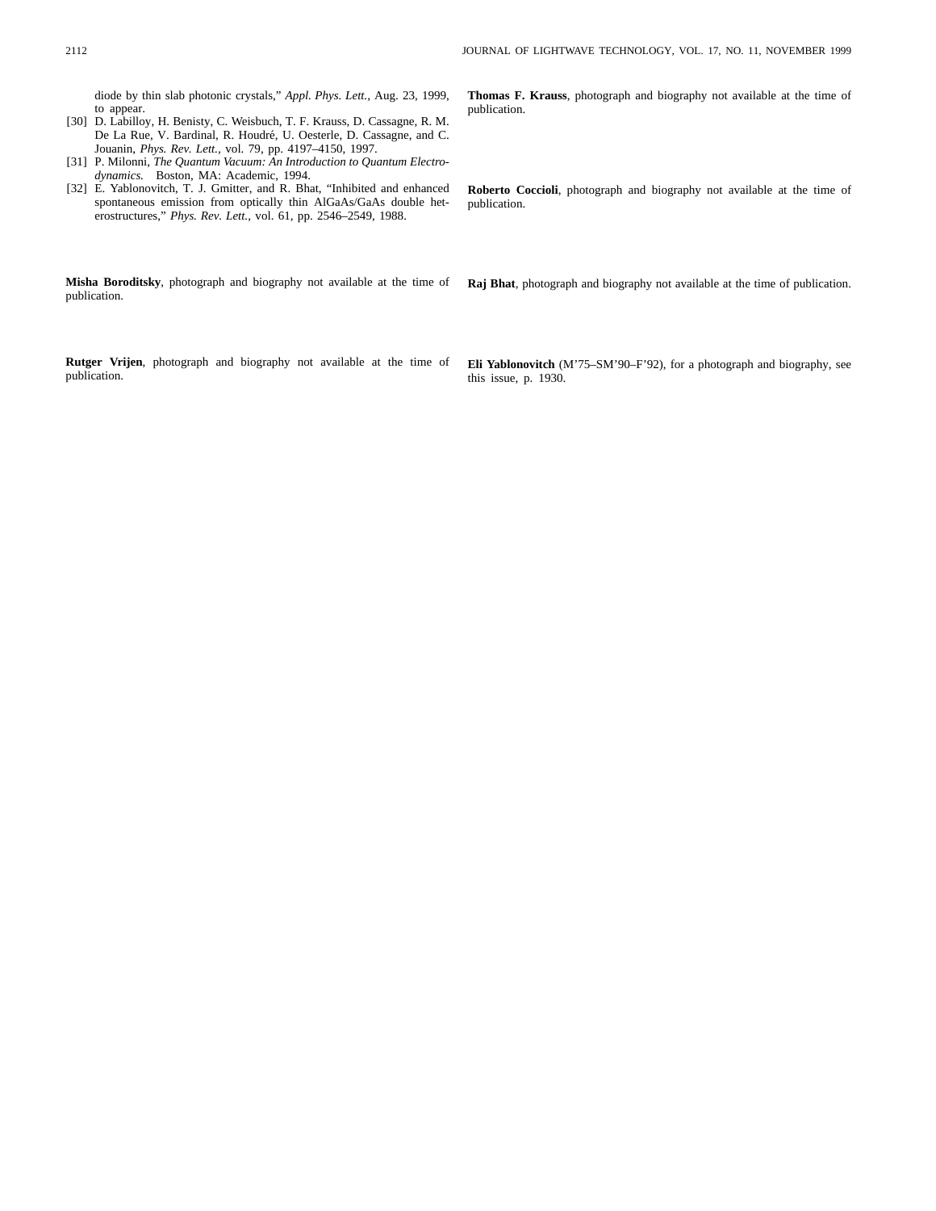diode by thin slab photonic crystals," *Appl. Phys. Lett.*, Aug. 23, 1999, to appear.

[30] D. Labilloy, H. Benisty, C. Weisbuch, T. F. Krauss, D. Cassagne, R. M. De La Rue, V. Bardinal, R. Houdré, U. Oesterle, D. Cassagne, and C. Jouanin, *Phys. Rev. Lett.*, vol. 79, pp. 4197–4150, 1997.

[31] P. Milonni, *The Quantum Vacuum: An Introduction to Quantum Electrodynamics.* Boston, MA: Academic, 1994.

[32] E. Yablonovitch, T. J. Gmitter, and R. Bhat, "Inhibited and enhanced spontaneous emission from optically thin AlGaAs/GaAs double heterostructures," *Phys. Rev. Lett.*, vol. 61, pp. 2546–2549, 1988.

**Misha Boroditsky**, photograph and biography not available at the time of publication.

**Rutger Vrijen**, photograph and biography not available at the time of publication.

**Thomas F. Krauss**, photograph and biography not available at the time of publication.

**Roberto Coccioli**, photograph and biography not available at the time of publication.

**Raj Bhat**, photograph and biography not available at the time of publication.

**Eli Yablonovitch** (M'75–SM'90–F'92), for a photograph and biography, see this issue, p. 1930.